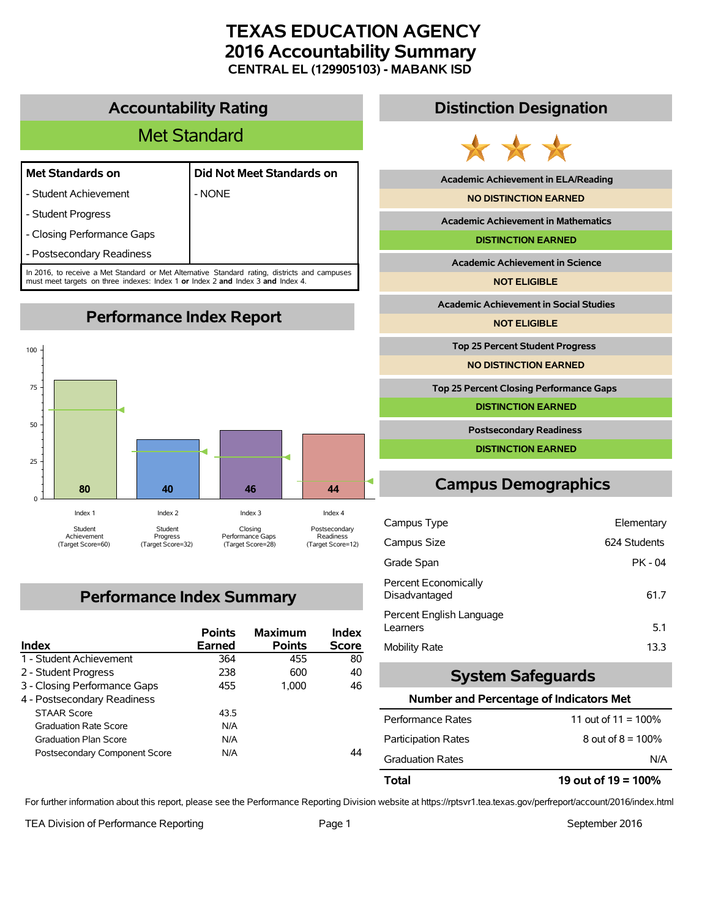# TEXAS EDUCATION AGENCY
# 2016 Accountability Summary
### CENTRAL EL (129905103) - MABANK ISD

## Accountability Rating

**Met Standard**

| Met Standards on | Did Not Meet Standards on |
|---|---|
| - Student Achievement | - NONE |
| - Student Progress | |
| - Closing Performance Gaps | |
| - Postsecondary Readiness | |

In 2016, to receive a Met Standard or Met Alternative Standard rating, districts and campuses must meet targets on three indexes: Index 1 **or** Index 2 **and** Index 3 **and** Index 4.

## Performance Index Report

| Index | Score | Target Score |
|---|---|---|
| Index 1 Student Achievement | 80 | 60 |
| Index 2 Student Progress | 40 | 32 |
| Index 3 Closing Performance Gaps | 46 | 28 |
| Index 4 Postsecondary Readiness | 44 | 12 |

## Performance Index Summary

| Index | Points Earned | Maximum Points | Index Score |
|---|---|---|---|
| 1 - Student Achievement | 364 | 455 | 80 |
| 2 - Student Progress | 238 | 600 | 40 |
| 3 - Closing Performance Gaps | 455 | 1,000 | 46 |
| 4 - Postsecondary Readiness | | | |
| STAAR Score | 43.5 | | |
| Graduation Rate Score | N/A | | |
| Graduation Plan Score | N/A | | |
| Postsecondary Component Score | N/A | | 44 |

## Distinction Designation

| Distinction | Result |
|---|---|
| Academic Achievement in ELA/Reading | NO DISTINCTION EARNED |
| Academic Achievement in Mathematics | DISTINCTION EARNED |
| Academic Achievement in Science | NOT ELIGIBLE |
| Academic Achievement in Social Studies | NOT ELIGIBLE |
| Top 25 Percent Student Progress | NO DISTINCTION EARNED |
| Top 25 Percent Closing Performance Gaps | DISTINCTION EARNED |
| Postsecondary Readiness | DISTINCTION EARNED |

## Campus Demographics

| | |
|---|---|
| Campus Type | Elementary |
| Campus Size | 624 Students |
| Grade Span | PK - 04 |
| Percent Economically Disadvantaged | 61.7 |
| Percent English Language Learners | 5.1 |
| Mobility Rate | 13.3 |

## System Safeguards

**Number and Percentage of Indicators Met**

| | |
|---|---|
| Performance Rates | 11 out of 11 = 100% |
| Participation Rates | 8 out of 8 = 100% |
| Graduation Rates | N/A |
| **Total** | **19 out of 19 = 100%** |

For further information about this report, please see the Performance Reporting Division website at https://rptsvr1.tea.texas.gov/perfreport/account/2016/index.html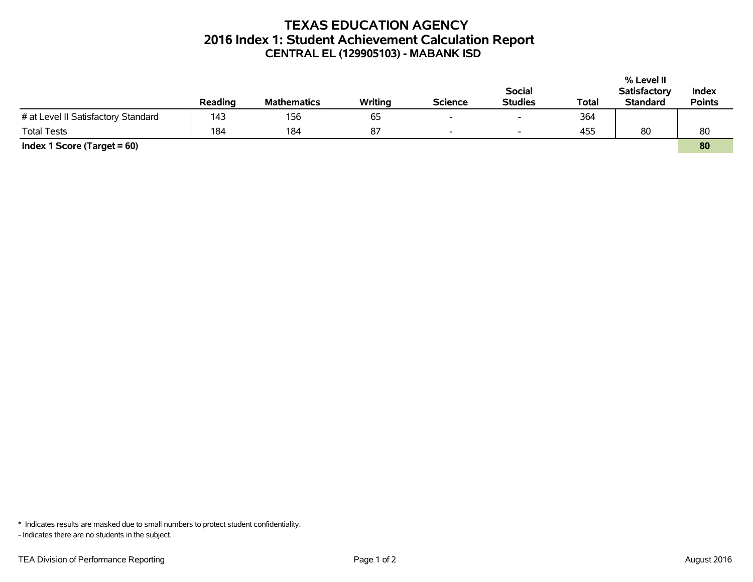# TEXAS EDUCATION AGENCY
## 2016 Index 1: Student Achievement Calculation Report
### CENTRAL EL (129905103) - MABANK ISD

| | Reading | Mathematics | Writing | Science | Social Studies | Total | % Level II Satisfactory Standard | Index Points |
|---|---|---|---|---|---|---|---|---|
| # at Level II Satisfactory Standard | 143 | 156 | 65 | - | - | 364 | | |
| Total Tests | 184 | 184 | 87 | - | - | 455 | 80 | 80 |
| **Index 1 Score (Target = 60)** | | | | | | | | **80** |

\* Indicates results are masked due to small numbers to protect student confidentiality.

- Indicates there are no students in the subject.

TEA Division of Performance Reporting

August 2016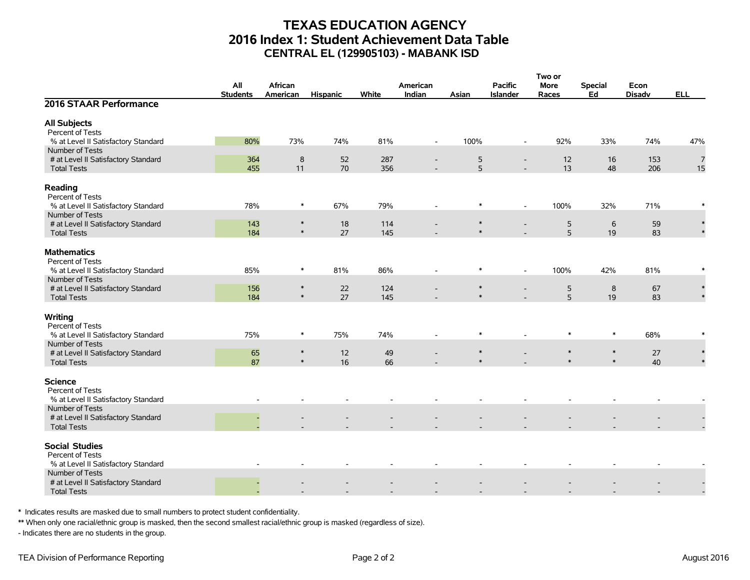# TEXAS EDUCATION AGENCY
## 2016 Index 1: Student Achievement Data Table
### CENTRAL EL (129905103) - MABANK ISD

| 2016 STAAR Performance | All Students | African American | Hispanic | White | American Indian | Asian | Pacific Islander | Two or More Races | Special Ed | Econ Disadv | ELL |
|---|---|---|---|---|---|---|---|---|---|---|---|
| **All Subjects** | | | | | | | | | | | |
| Percent of Tests | | | | | | | | | | | |
| % at Level II Satisfactory Standard | 80% | 73% | 74% | 81% | - | 100% | - | 92% | 33% | 74% | 47% |
| Number of Tests | | | | | | | | | | | |
| # at Level II Satisfactory Standard | 364 | 8 | 52 | 287 | - | 5 | - | 12 | 16 | 153 | 7 |
| Total Tests | 455 | 11 | 70 | 356 | - | 5 | - | 13 | 48 | 206 | 15 |
| **Reading** | | | | | | | | | | | |
| Percent of Tests | | | | | | | | | | | |
| % at Level II Satisfactory Standard | 78% | * | 67% | 79% | - | * | - | 100% | 32% | 71% | * |
| Number of Tests | | | | | | | | | | | |
| # at Level II Satisfactory Standard | 143 | * | 18 | 114 | - | * | - | 5 | 6 | 59 | * |
| Total Tests | 184 | * | 27 | 145 | - | * | - | 5 | 19 | 83 | * |
| **Mathematics** | | | | | | | | | | | |
| Percent of Tests | | | | | | | | | | | |
| % at Level II Satisfactory Standard | 85% | * | 81% | 86% | - | * | - | 100% | 42% | 81% | * |
| Number of Tests | | | | | | | | | | | |
| # at Level II Satisfactory Standard | 156 | * | 22 | 124 | - | * | - | 5 | 8 | 67 | * |
| Total Tests | 184 | * | 27 | 145 | - | * | - | 5 | 19 | 83 | * |
| **Writing** | | | | | | | | | | | |
| Percent of Tests | | | | | | | | | | | |
| % at Level II Satisfactory Standard | 75% | * | 75% | 74% | - | * | - | * | * | 68% | * |
| Number of Tests | | | | | | | | | | | |
| # at Level II Satisfactory Standard | 65 | * | 12 | 49 | - | * | - | * | * | 27 | * |
| Total Tests | 87 | * | 16 | 66 | - | * | - | * | * | 40 | * |
| **Science** | | | | | | | | | | | |
| Percent of Tests | | | | | | | | | | | |
| % at Level II Satisfactory Standard | - | - | - | - | - | - | - | - | - | - | - |
| Number of Tests | | | | | | | | | | | |
| # at Level II Satisfactory Standard | - | - | - | - | - | - | - | - | - | - | - |
| Total Tests | - | - | - | - | - | - | - | - | - | - | - |
| **Social Studies** | | | | | | | | | | | |
| Percent of Tests | | | | | | | | | | | |
| % at Level II Satisfactory Standard | - | - | - | - | - | - | - | - | - | - | - |
| Number of Tests | | | | | | | | | | | |
| # at Level II Satisfactory Standard | - | - | - | - | - | - | - | - | - | - | - |
| Total Tests | - | - | - | - | - | - | - | - | - | - | - |

\* Indicates results are masked due to small numbers to protect student confidentiality.

** When only one racial/ethnic group is masked, then the second smallest racial/ethnic group is masked (regardless of size).

- Indicates there are no students in the group.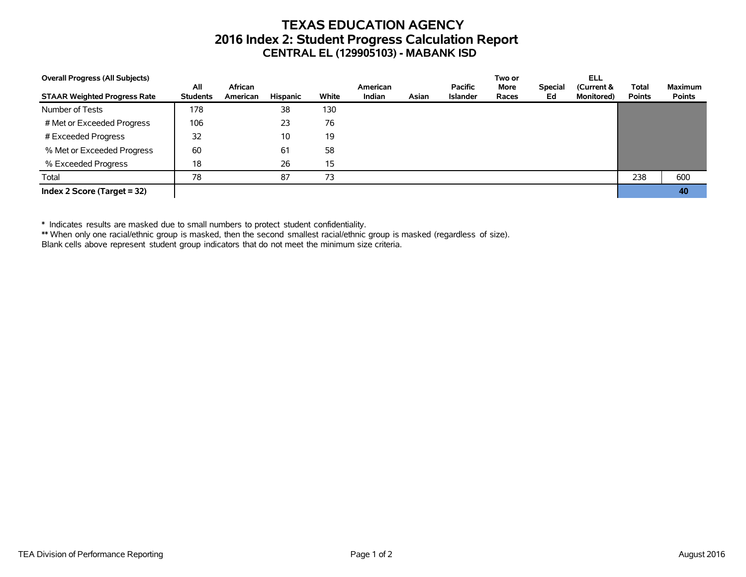# TEXAS EDUCATION AGENCY
## 2016 Index 2: Student Progress Calculation Report
### CENTRAL EL (129905103) - MABANK ISD

| Overall Progress (All Subjects)<br>STAAR Weighted Progress Rate | All Students | African American | Hispanic | White | American Indian | Asian | Pacific Islander | Two or More Races | Special Ed | ELL (Current & Monitored) | Total Points | Maximum Points |
|---|---|---|---|---|---|---|---|---|---|---|---|---|
| Number of Tests | 178 | | 38 | 130 | | | | | | | | |
| # Met or Exceeded Progress | 106 | | 23 | 76 | | | | | | | | |
| # Exceeded Progress | 32 | | 10 | 19 | | | | | | | | |
| % Met or Exceeded Progress | 60 | | 61 | 58 | | | | | | | | |
| % Exceeded Progress | 18 | | 26 | 15 | | | | | | | | |
| Total | 78 | | 87 | 73 | | | | | | | 238 | 600 |
| **Index 2 Score (Target = 32)** | | | | | | | | | | | | **40** |

\* Indicates results are masked due to small numbers to protect student confidentiality.
\*\* When only one racial/ethnic group is masked, then the second smallest racial/ethnic group is masked (regardless of size).
Blank cells above represent student group indicators that do not meet the minimum size criteria.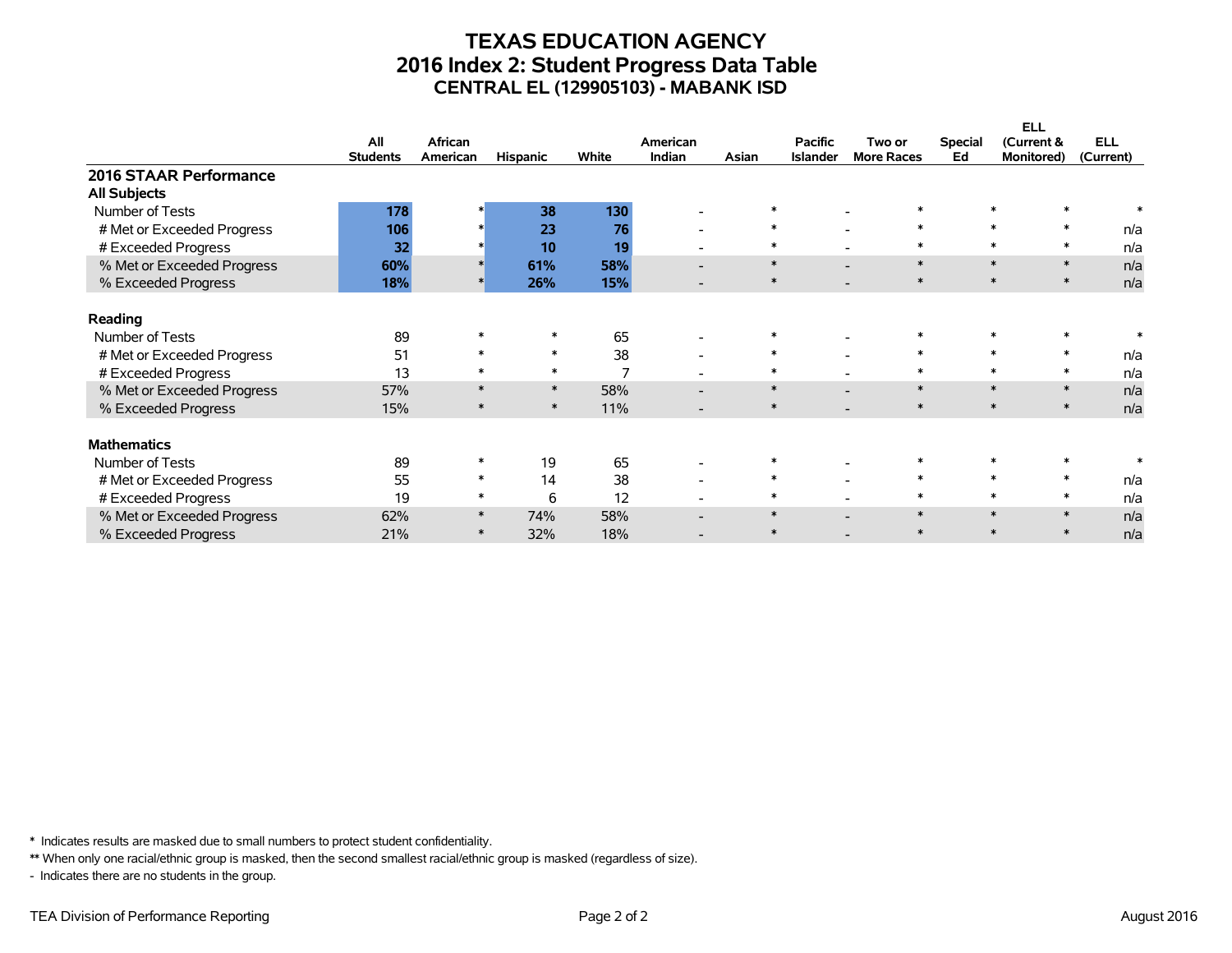# TEXAS EDUCATION AGENCY
## 2016 Index 2: Student Progress Data Table
### CENTRAL EL (129905103) - MABANK ISD

| | All Students | African American | Hispanic | White | American Indian | Asian | Pacific Islander | Two or More Races | Special Ed | ELL (Current & Monitored) | ELL (Current) |
|---|---|---|---|---|---|---|---|---|---|---|---|
| **2016 STAAR Performance** | | | | | | | | | | | |
| **All Subjects** | | | | | | | | | | | |
| Number of Tests | **178** | * | **38** | **130** | - | * | - | * | * | * | * |
| # Met or Exceeded Progress | **106** | * | **23** | **76** | - | * | - | * | * | * | n/a |
| # Exceeded Progress | **32** | * | **10** | **19** | - | * | - | * | * | * | n/a |
| % Met or Exceeded Progress | **60%** | * | **61%** | **58%** | - | * | - | * | * | * | n/a |
| % Exceeded Progress | **18%** | * | **26%** | **15%** | - | * | - | * | * | * | n/a |
| **Reading** | | | | | | | | | | | |
| Number of Tests | 89 | * | * | 65 | - | * | - | * | * | * | * |
| # Met or Exceeded Progress | 51 | * | * | 38 | - | * | - | * | * | * | n/a |
| # Exceeded Progress | 13 | * | * | 7 | - | * | - | * | * | * | n/a |
| % Met or Exceeded Progress | 57% | * | * | 58% | - | * | - | * | * | * | n/a |
| % Exceeded Progress | 15% | * | * | 11% | - | * | - | * | * | * | n/a |
| **Mathematics** | | | | | | | | | | | |
| Number of Tests | 89 | * | 19 | 65 | - | * | - | * | * | * | * |
| # Met or Exceeded Progress | 55 | * | 14 | 38 | - | * | - | * | * | * | n/a |
| # Exceeded Progress | 19 | * | 6 | 12 | - | * | - | * | * | * | n/a |
| % Met or Exceeded Progress | 62% | * | 74% | 58% | - | * | - | * | * | * | n/a |
| % Exceeded Progress | 21% | * | 32% | 18% | - | * | - | * | * | * | n/a |

\* Indicates results are masked due to small numbers to protect student confidentiality.

** When only one racial/ethnic group is masked, then the second smallest racial/ethnic group is masked (regardless of size).

\- Indicates there are no students in the group.

TEA Division of Performance Reporting

August 2016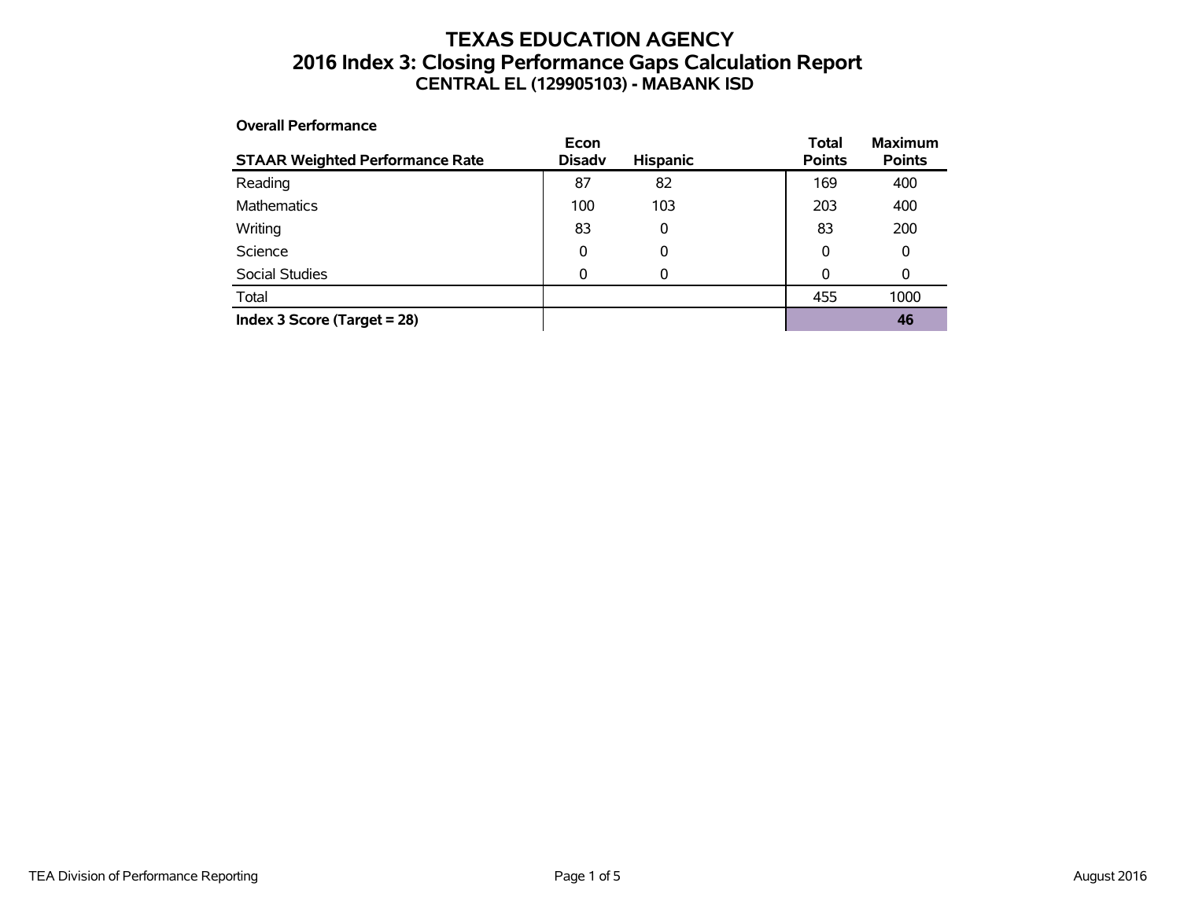# TEXAS EDUCATION AGENCY
## 2016 Index 3: Closing Performance Gaps Calculation Report
### CENTRAL EL (129905103) - MABANK ISD

**Overall Performance**

| STAAR Weighted Performance Rate | Econ Disadv | Hispanic | Total Points | Maximum Points |
|---|---|---|---|---|
| Reading | 87 | 82 | 169 | 400 |
| Mathematics | 100 | 103 | 203 | 400 |
| Writing | 83 | 0 | 83 | 200 |
| Science | 0 | 0 | 0 | 0 |
| Social Studies | 0 | 0 | 0 | 0 |
| Total | | | 455 | 1000 |
| **Index 3 Score (Target = 28)** | | | | **46** |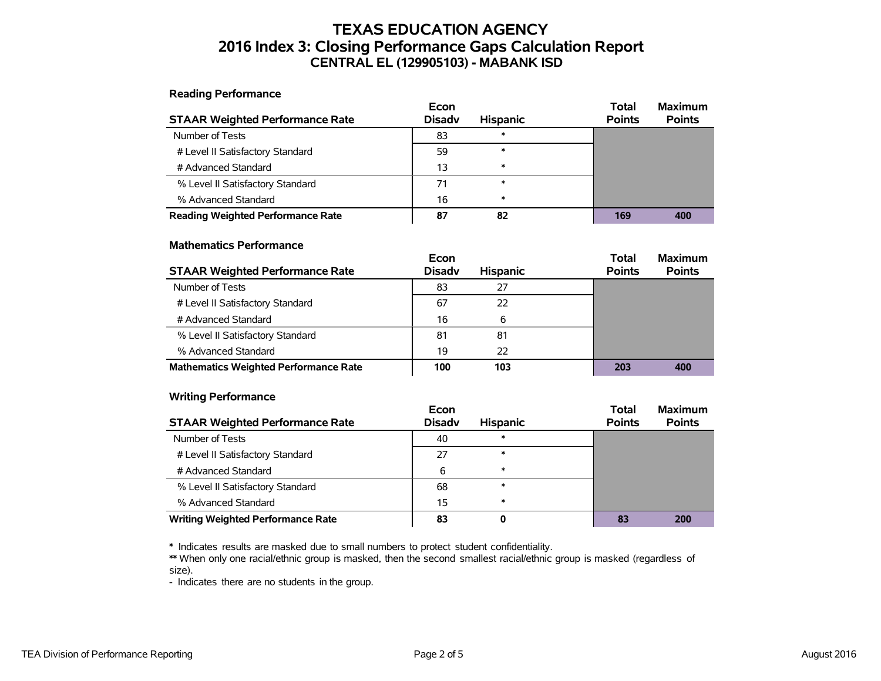# TEXAS EDUCATION AGENCY
## 2016 Index 3: Closing Performance Gaps Calculation Report
### CENTRAL EL (129905103) - MABANK ISD

**Reading Performance**

| STAAR Weighted Performance Rate | Econ Disadv | Hispanic | Total Points | Maximum Points |
|---|---|---|---|---|
| Number of Tests | 83 | * | | |
| # Level II Satisfactory Standard | 59 | * | | |
| # Advanced Standard | 13 | * | | |
| % Level II Satisfactory Standard | 71 | * | | |
| % Advanced Standard | 16 | * | | |
| **Reading Weighted Performance Rate** | **87** | **82** | **169** | **400** |

**Mathematics Performance**

| STAAR Weighted Performance Rate | Econ Disadv | Hispanic | Total Points | Maximum Points |
|---|---|---|---|---|
| Number of Tests | 83 | 27 | | |
| # Level II Satisfactory Standard | 67 | 22 | | |
| # Advanced Standard | 16 | 6 | | |
| % Level II Satisfactory Standard | 81 | 81 | | |
| % Advanced Standard | 19 | 22 | | |
| **Mathematics Weighted Performance Rate** | **100** | **103** | **203** | **400** |

**Writing Performance**

| STAAR Weighted Performance Rate | Econ Disadv | Hispanic | Total Points | Maximum Points |
|---|---|---|---|---|
| Number of Tests | 40 | * | | |
| # Level II Satisfactory Standard | 27 | * | | |
| # Advanced Standard | 6 | * | | |
| % Level II Satisfactory Standard | 68 | * | | |
| % Advanced Standard | 15 | * | | |
| **Writing Weighted Performance Rate** | **83** | **0** | **83** | **200** |

\* Indicates results are masked due to small numbers to protect student confidentiality.

** When only one racial/ethnic group is masked, then the second smallest racial/ethnic group is masked (regardless of size).

- Indicates there are no students in the group.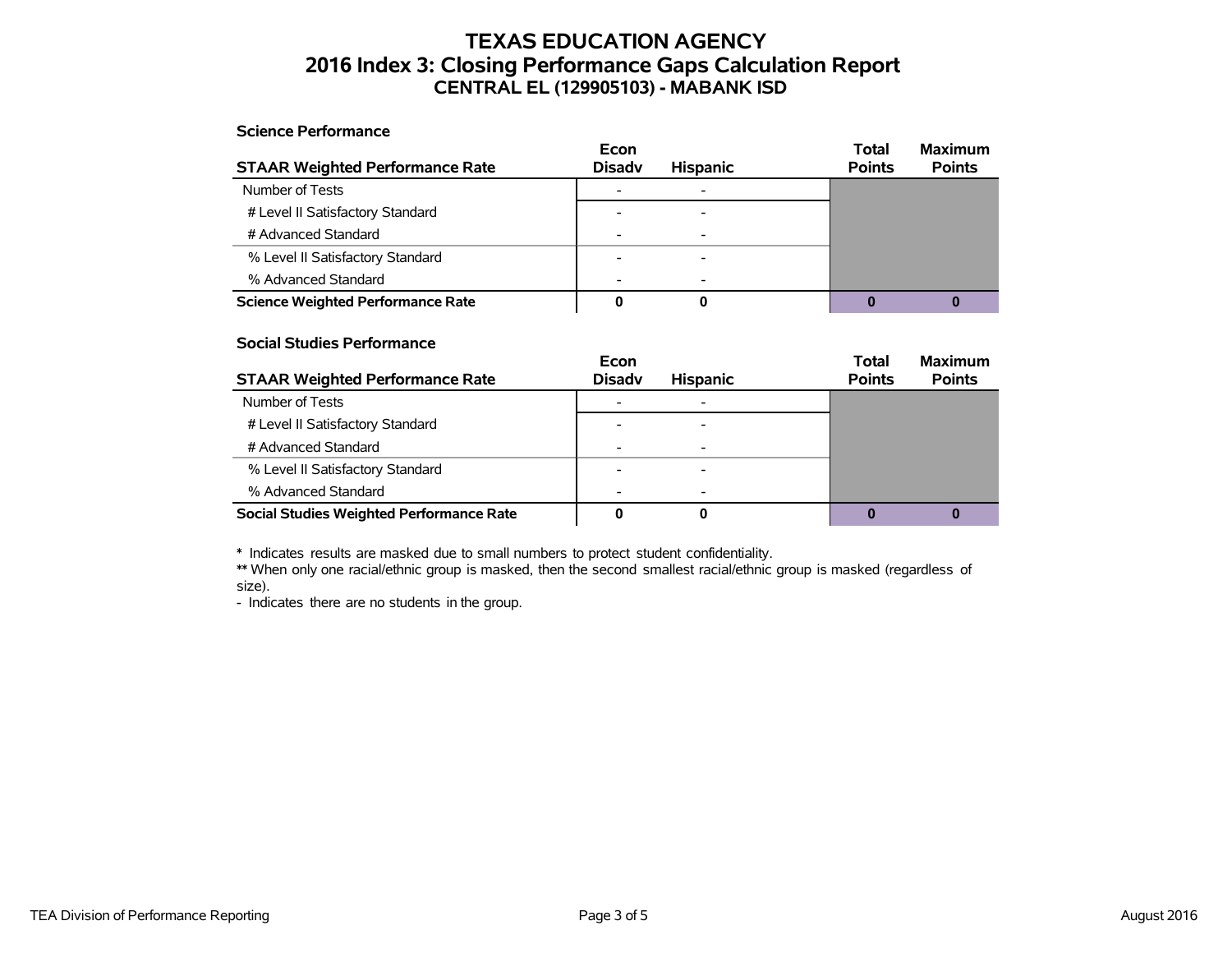# TEXAS EDUCATION AGENCY
## 2016 Index 3: Closing Performance Gaps Calculation Report
### CENTRAL EL (129905103) - MABANK ISD

**Science Performance**

| STAAR Weighted Performance Rate | Econ Disadv | Hispanic | Total Points | Maximum Points |
|---|---|---|---|---|
| Number of Tests | - | - | | |
| # Level II Satisfactory Standard | - | - | | |
| # Advanced Standard | - | - | | |
| % Level II Satisfactory Standard | - | - | | |
| % Advanced Standard | - | - | | |
| **Science Weighted Performance Rate** | **0** | **0** | **0** | **0** |

**Social Studies Performance**

| STAAR Weighted Performance Rate | Econ Disadv | Hispanic | Total Points | Maximum Points |
|---|---|---|---|---|
| Number of Tests | - | - | | |
| # Level II Satisfactory Standard | - | - | | |
| # Advanced Standard | - | - | | |
| % Level II Satisfactory Standard | - | - | | |
| % Advanced Standard | - | - | | |
| **Social Studies Weighted Performance Rate** | **0** | **0** | **0** | **0** |

**\*** Indicates results are masked due to small numbers to protect student confidentiality.
**\*\*** When only one racial/ethnic group is masked, then the second smallest racial/ethnic group is masked (regardless of size).
\- Indicates there are no students in the group.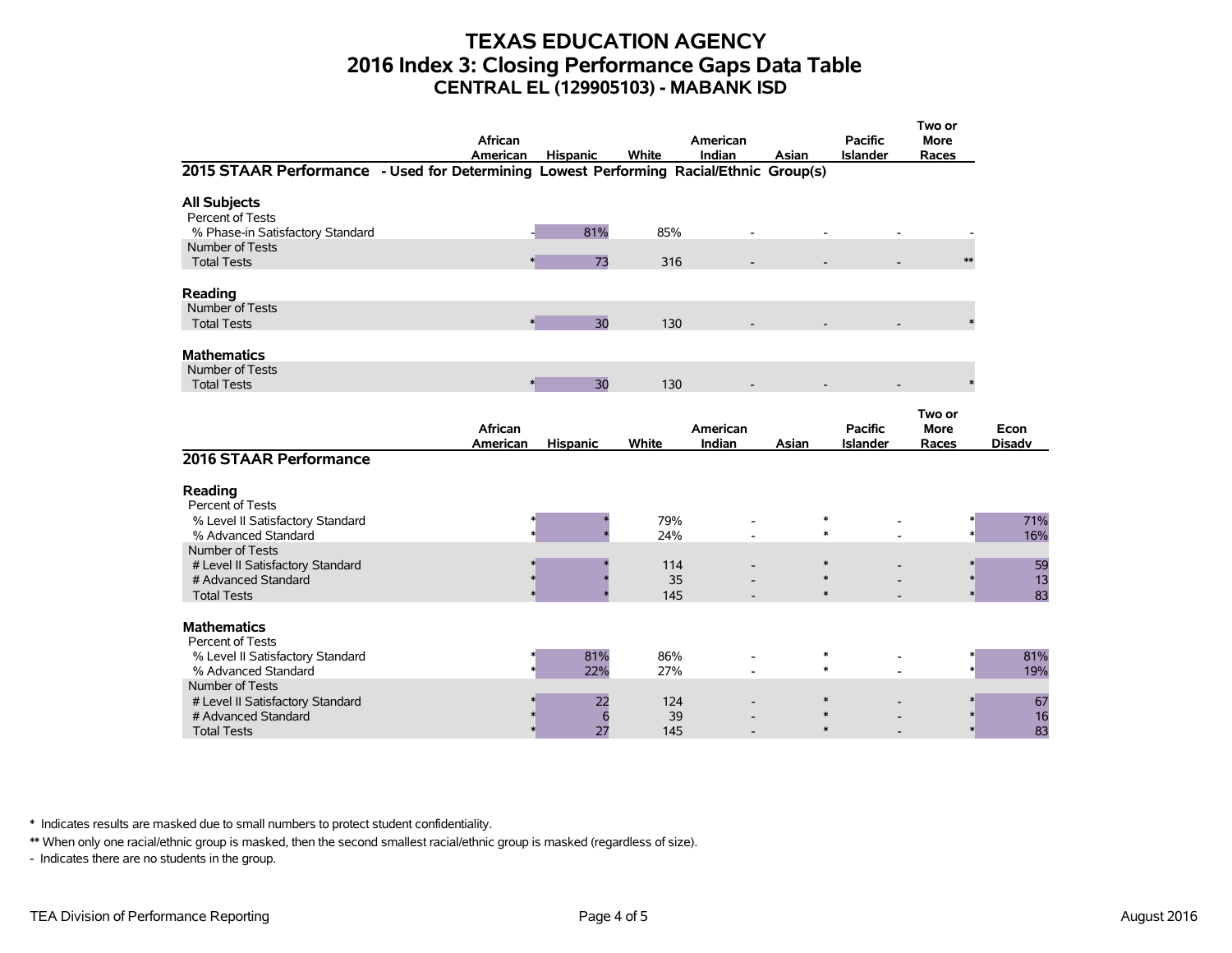# TEXAS EDUCATION AGENCY
## 2016 Index 3: Closing Performance Gaps Data Table
### CENTRAL EL (129905103) - MABANK ISD

| | African American | Hispanic | White | American Indian | Asian | Pacific Islander | Two or More Races |
|---|---|---|---|---|---|---|---|
| **2015 STAAR Performance - Used for Determining Lowest Performing Racial/Ethnic Group(s)** | | | | | | | |
| **All Subjects** | | | | | | | |
| Percent of Tests | | | | | | | |
| % Phase-in Satisfactory Standard | - | 81% | 85% | - | - | - | - |
| Number of Tests | | | | | | | |
| Total Tests | * | 73 | 316 | - | - | - | ** |
| **Reading** | | | | | | | |
| Number of Tests | | | | | | | |
| Total Tests | * | 30 | 130 | - | - | - | * |
| **Mathematics** | | | | | | | |
| Number of Tests | | | | | | | |
| Total Tests | * | 30 | 130 | - | - | - | * |

| | African American | Hispanic | White | American Indian | Asian | Pacific Islander | Two or More Races | Econ Disadv |
|---|---|---|---|---|---|---|---|---|
| **2016 STAAR Performance** | | | | | | | | |
| **Reading** | | | | | | | | |
| Percent of Tests | | | | | | | | |
| % Level II Satisfactory Standard | * | * | 79% | - | * | - | * | 71% |
| % Advanced Standard | * | * | 24% | - | * | - | * | 16% |
| Number of Tests | | | | | | | | |
| # Level II Satisfactory Standard | * | * | 114 | - | * | - | * | 59 |
| # Advanced Standard | * | * | 35 | - | * | - | * | 13 |
| Total Tests | * | * | 145 | - | * | - | * | 83 |
| **Mathematics** | | | | | | | | |
| Percent of Tests | | | | | | | | |
| % Level II Satisfactory Standard | * | 81% | 86% | - | * | - | * | 81% |
| % Advanced Standard | * | 22% | 27% | - | * | - | * | 19% |
| Number of Tests | | | | | | | | |
| # Level II Satisfactory Standard | * | 22 | 124 | - | * | - | * | 67 |
| # Advanced Standard | * | 6 | 39 | - | * | - | * | 16 |
| Total Tests | * | 27 | 145 | - | * | - | * | 83 |

* Indicates results are masked due to small numbers to protect student confidentiality.

** When only one racial/ethnic group is masked, then the second smallest racial/ethnic group is masked (regardless of size).

- Indicates there are no students in the group.

TEA Division of Performance Reporting

August 2016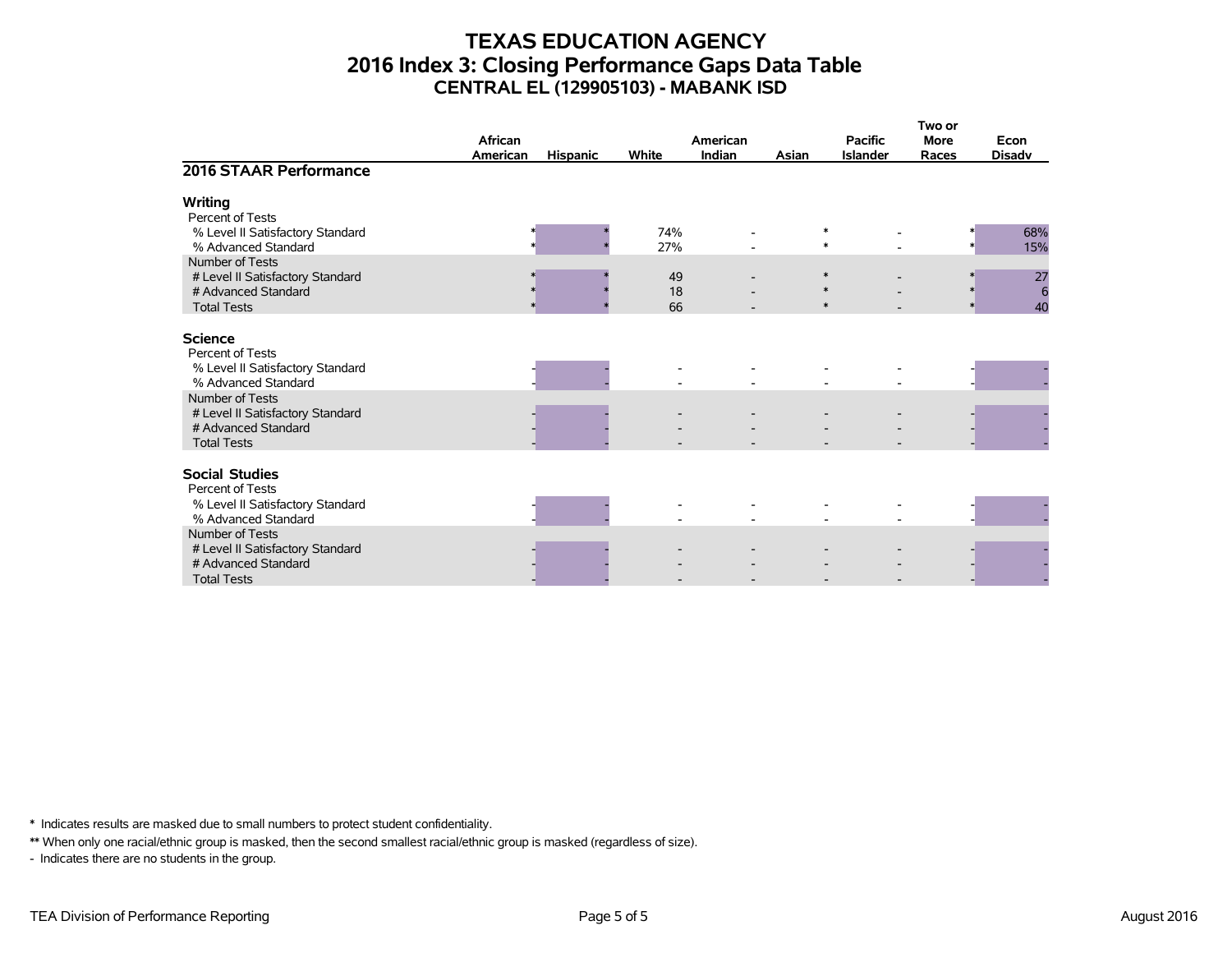# TEXAS EDUCATION AGENCY
## 2016 Index 3: Closing Performance Gaps Data Table
### CENTRAL EL (129905103) - MABANK ISD

| 2016 STAAR Performance | African American | Hispanic | White | American Indian | Asian | Pacific Islander | Two or More Races | Econ Disadv |
|---|---|---|---|---|---|---|---|---|
| **Writing** | | | | | | | | |
| Percent of Tests | | | | | | | | |
| % Level II Satisfactory Standard | * | * | 74% | - | * | - | * | 68% |
| % Advanced Standard | * | * | 27% | - | * | - | * | 15% |
| Number of Tests | | | | | | | | |
| # Level II Satisfactory Standard | * | * | 49 | - | * | - | * | 27 |
| # Advanced Standard | * | * | 18 | - | * | - | * | 6 |
| Total Tests | * | * | 66 | - | * | - | * | 40 |
| **Science** | | | | | | | | |
| Percent of Tests | | | | | | | | |
| % Level II Satisfactory Standard | - | - | - | - | - | - | - | - |
| % Advanced Standard | - | - | - | - | - | - | - | - |
| Number of Tests | | | | | | | | |
| # Level II Satisfactory Standard | - | - | - | - | - | - | - | - |
| # Advanced Standard | - | - | - | - | - | - | - | - |
| Total Tests | - | - | - | - | - | - | - | - |
| **Social Studies** | | | | | | | | |
| Percent of Tests | | | | | | | | |
| % Level II Satisfactory Standard | - | - | - | - | - | - | - | - |
| % Advanced Standard | - | - | - | - | - | - | - | - |
| Number of Tests | | | | | | | | |
| # Level II Satisfactory Standard | - | - | - | - | - | - | - | - |
| # Advanced Standard | - | - | - | - | - | - | - | - |
| Total Tests | - | - | - | - | - | - | - | - |

* Indicates results are masked due to small numbers to protect student confidentiality.

** When only one racial/ethnic group is masked, then the second smallest racial/ethnic group is masked (regardless of size).

- Indicates there are no students in the group.

TEA Division of Performance Reporting | August 2016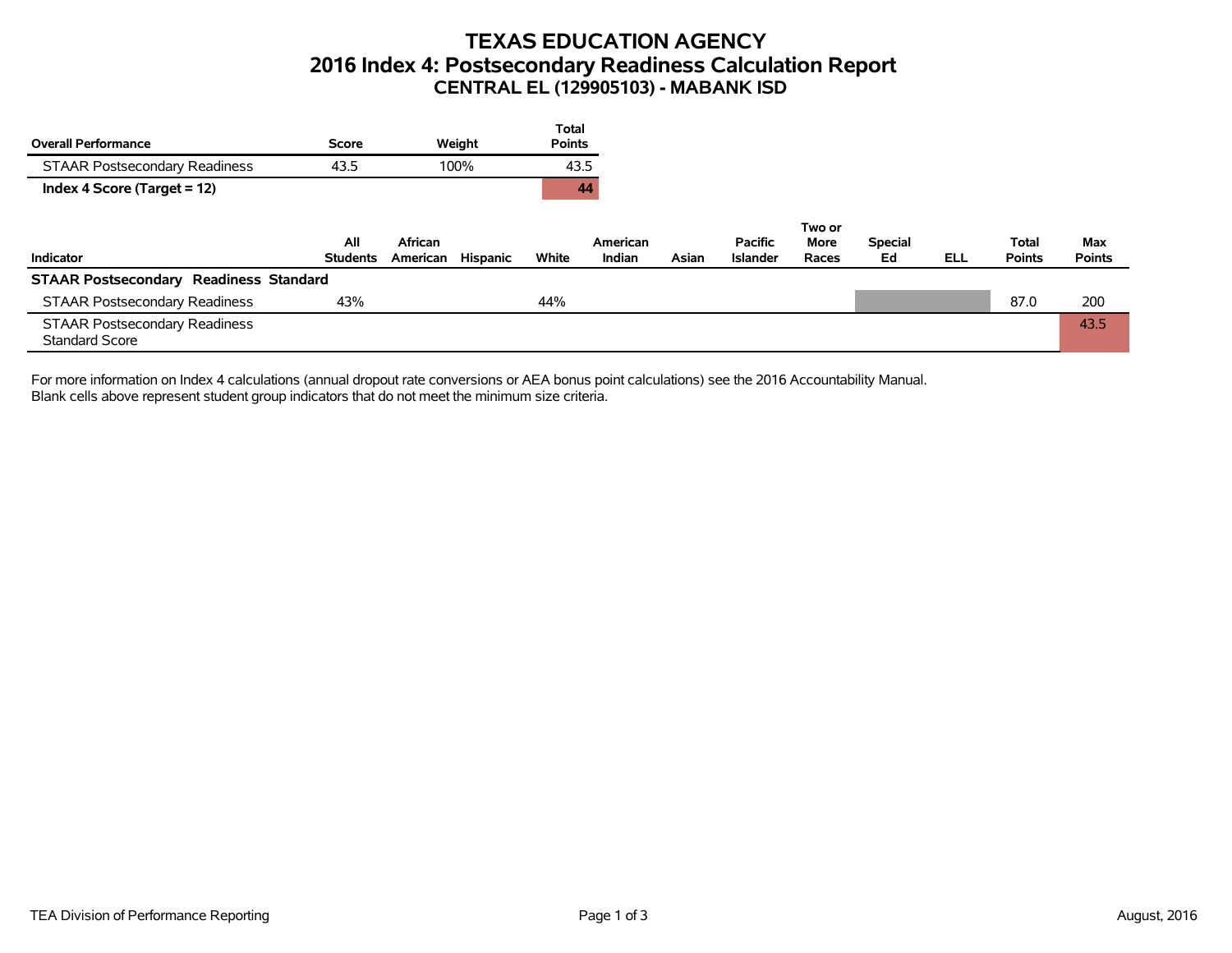# TEXAS EDUCATION AGENCY
## 2016 Index 4: Postsecondary Readiness Calculation Report
### CENTRAL EL (129905103) - MABANK ISD

| Overall Performance | Score | Weight | Total Points |
|---|---|---|---|
| STAAR Postsecondary Readiness | 43.5 | 100% | 43.5 |
| **Index 4 Score (Target = 12)** | | | **44** |

| Indicator | All Students | African American | Hispanic | White | American Indian | Asian | Pacific Islander | Two or More Races | Special Ed | ELL | Total Points | Max Points |
|---|---|---|---|---|---|---|---|---|---|---|---|---|
| **STAAR Postsecondary Readiness Standard** | | | | | | | | | | | | |
| STAAR Postsecondary Readiness | 43% | | | 44% | | | | | | | 87.0 | 200 |
| STAAR Postsecondary Readiness Standard Score | | | | | | | | | | | | 43.5 |

For more information on Index 4 calculations (annual dropout rate conversions or AEA bonus point calculations) see the 2016 Accountability Manual.
Blank cells above represent student group indicators that do not meet the minimum size criteria.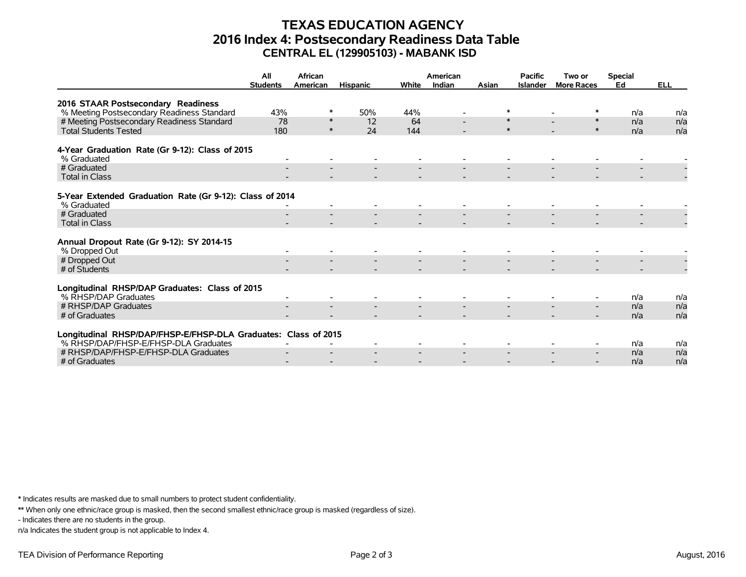# TEXAS EDUCATION AGENCY
## 2016 Index 4: Postsecondary Readiness Data Table
### CENTRAL EL (129905103) - MABANK ISD

| | All Students | African American | Hispanic | White | American Indian | Asian | Pacific Islander | Two or More Races | Special Ed | ELL |
|---|---|---|---|---|---|---|---|---|---|---|
| **2016 STAAR Postsecondary Readiness** | | | | | | | | | | |
| % Meeting Postsecondary Readiness Standard | 43% | * | 50% | 44% | - | * | - | * | n/a | n/a |
| # Meeting Postsecondary Readiness Standard | 78 | * | 12 | 64 | - | * | - | * | n/a | n/a |
| Total Students Tested | 180 | * | 24 | 144 | - | * | - | * | n/a | n/a |
| **4-Year Graduation Rate (Gr 9-12): Class of 2015** | | | | | | | | | | |
| % Graduated | - | - | - | - | - | - | - | - | - | - |
| # Graduated | - | - | - | - | - | - | - | - | - | - |
| Total in Class | - | - | - | - | - | - | - | - | - | - |
| **5-Year Extended Graduation Rate (Gr 9-12): Class of 2014** | | | | | | | | | | |
| % Graduated | - | - | - | - | - | - | - | - | - | - |
| # Graduated | - | - | - | - | - | - | - | - | - | - |
| Total in Class | - | - | - | - | - | - | - | - | - | - |
| **Annual Dropout Rate (Gr 9-12): SY 2014-15** | | | | | | | | | | |
| % Dropped Out | - | - | - | - | - | - | - | - | - | - |
| # Dropped Out | - | - | - | - | - | - | - | - | - | - |
| # of Students | - | - | - | - | - | - | - | - | - | - |
| **Longitudinal RHSP/DAP Graduates: Class of 2015** | | | | | | | | | | |
| % RHSP/DAP Graduates | - | - | - | - | - | - | - | - | n/a | n/a |
| # RHSP/DAP Graduates | - | - | - | - | - | - | - | - | n/a | n/a |
| # of Graduates | - | - | - | - | - | - | - | - | n/a | n/a |
| **Longitudinal RHSP/DAP/FHSP-E/FHSP-DLA Graduates: Class of 2015** | | | | | | | | | | |
| % RHSP/DAP/FHSP-E/FHSP-DLA Graduates | - | - | - | - | - | - | - | - | n/a | n/a |
| # RHSP/DAP/FHSP-E/FHSP-DLA Graduates | - | - | - | - | - | - | - | - | n/a | n/a |
| # of Graduates | - | - | - | - | - | - | - | - | n/a | n/a |

* Indicates results are masked due to small numbers to protect student confidentiality.

** When only one ethnic/race group is masked, then the second smallest ethnic/race group is masked (regardless of size).

- Indicates there are no students in the group.

n/a Indicates the student group is not applicable to Index 4.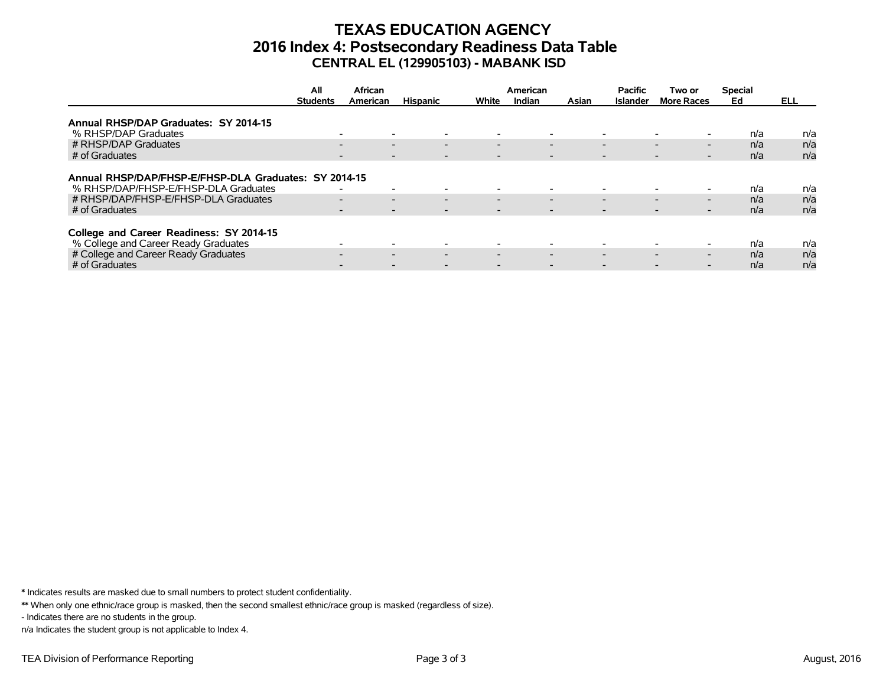# TEXAS EDUCATION AGENCY
## 2016 Index 4: Postsecondary Readiness Data Table
### CENTRAL EL (129905103) - MABANK ISD

| | All Students | African American | Hispanic | White | American Indian | Asian | Pacific Islander | Two or More Races | Special Ed | ELL |
|---|---|---|---|---|---|---|---|---|---|---|
| **Annual RHSP/DAP Graduates: SY 2014-15** | | | | | | | | | | |
| % RHSP/DAP Graduates | - | - | - | - | - | - | - | - | n/a | n/a |
| # RHSP/DAP Graduates | - | - | - | - | - | - | - | - | n/a | n/a |
| # of Graduates | - | - | - | - | - | - | - | - | n/a | n/a |
| **Annual RHSP/DAP/FHSP-E/FHSP-DLA Graduates: SY 2014-15** | | | | | | | | | | |
| % RHSP/DAP/FHSP-E/FHSP-DLA Graduates | - | - | - | - | - | - | - | - | n/a | n/a |
| # RHSP/DAP/FHSP-E/FHSP-DLA Graduates | - | - | - | - | - | - | - | - | n/a | n/a |
| # of Graduates | - | - | - | - | - | - | - | - | n/a | n/a |
| **College and Career Readiness: SY 2014-15** | | | | | | | | | | |
| % College and Career Ready Graduates | - | - | - | - | - | - | - | - | n/a | n/a |
| # College and Career Ready Graduates | - | - | - | - | - | - | - | - | n/a | n/a |
| # of Graduates | - | - | - | - | - | - | - | - | n/a | n/a |

**\*** Indicates results are masked due to small numbers to protect student confidentiality.

**\*\*** When only one ethnic/race group is masked, then the second smallest ethnic/race group is masked (regardless of size).

- Indicates there are no students in the group.

n/a Indicates the student group is not applicable to Index 4.

TEA Division of Performance Reporting

August, 2016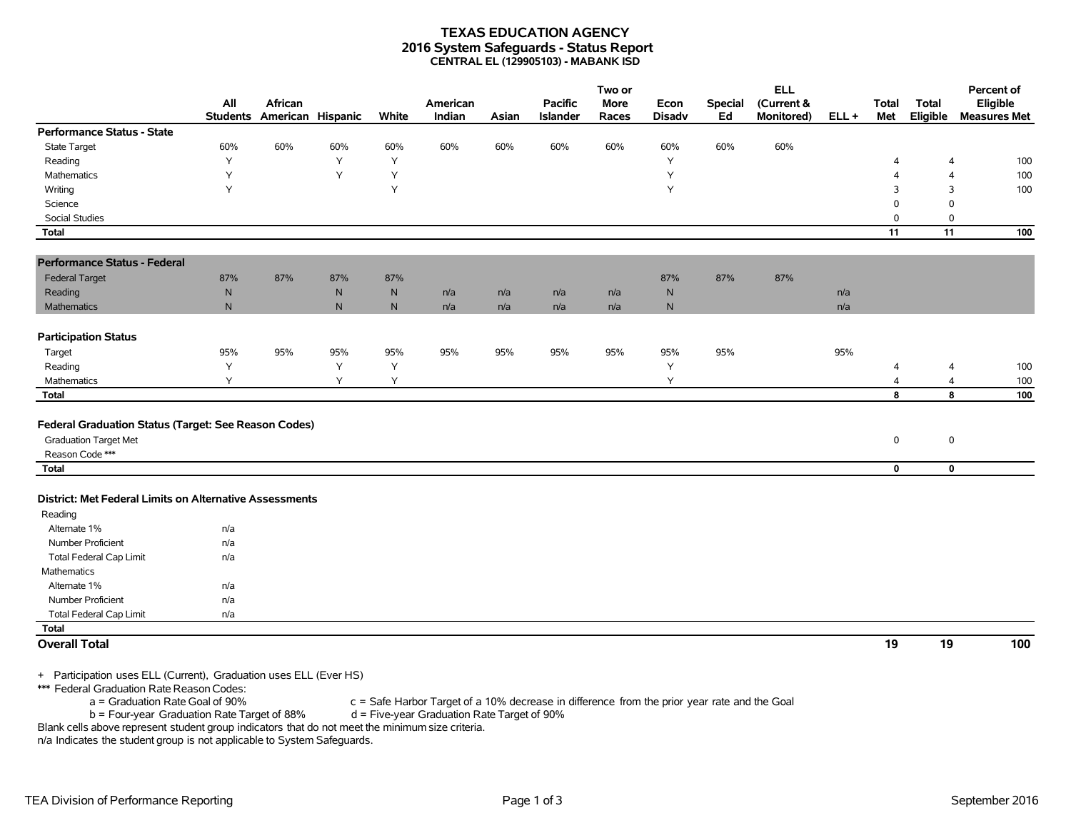# TEXAS EDUCATION AGENCY
## 2016 System Safeguards - Status Report
### CENTRAL EL (129905103) - MABANK ISD

| | All Students | African American | Hispanic | White | American Indian | Asian | Pacific Islander | Two or More Races | Econ Disadv | Special Ed | ELL (Current & Monitored) | ELL + | Total Met | Total Eligible | Percent of Eligible Measures Met |
|---|---|---|---|---|---|---|---|---|---|---|---|---|---|---|---|
| **Performance Status - State** | | | | | | | | | | | | | | | |
| State Target | 60% | 60% | 60% | 60% | 60% | 60% | 60% | 60% | 60% | 60% | 60% | | | | |
| Reading | Y | | Y | Y | | | | | Y | | | | 4 | 4 | 100 |
| Mathematics | Y | | Y | Y | | | | | Y | | | | 4 | 4 | 100 |
| Writing | Y | | | Y | | | | | Y | | | | 3 | 3 | 100 |
| Science | | | | | | | | | | | | | 0 | 0 | |
| Social Studies | | | | | | | | | | | | | 0 | 0 | |
| **Total** | | | | | | | | | | | | | **11** | **11** | **100** |
| **Performance Status - Federal** | | | | | | | | | | | | | | | |
| Federal Target | 87% | 87% | 87% | 87% | | | | | 87% | 87% | 87% | | | | |
| Reading | N | | N | N | n/a | n/a | n/a | n/a | N | | | n/a | | | |
| Mathematics | N | | N | N | n/a | n/a | n/a | n/a | N | | | n/a | | | |
| **Participation Status** | | | | | | | | | | | | | | | |
| Target | 95% | 95% | 95% | 95% | 95% | 95% | 95% | 95% | 95% | 95% | | 95% | | | |
| Reading | Y | | Y | Y | | | | | Y | | | | 4 | 4 | 100 |
| Mathematics | Y | | Y | Y | | | | | Y | | | | 4 | 4 | 100 |
| **Total** | | | | | | | | | | | | | **8** | **8** | **100** |
| **Federal Graduation Status (Target: See Reason Codes)** | | | | | | | | | | | | | | | |
| Graduation Target Met | | | | | | | | | | | | | 0 | 0 | |
| Reason Code *** | | | | | | | | | | | | | | | |
| **Total** | | | | | | | | | | | | | **0** | **0** | |
| **District: Met Federal Limits on Alternative Assessments** | | | | | | | | | | | | | | | |
| Reading | | | | | | | | | | | | | | | |
| Alternate 1% | n/a | | | | | | | | | | | | | | |
| Number Proficient | n/a | | | | | | | | | | | | | | |
| Total Federal Cap Limit | n/a | | | | | | | | | | | | | | |
| Mathematics | | | | | | | | | | | | | | | |
| Alternate 1% | n/a | | | | | | | | | | | | | | |
| Number Proficient | n/a | | | | | | | | | | | | | | |
| Total Federal Cap Limit | n/a | | | | | | | | | | | | | | |
| **Total** | | | | | | | | | | | | | | | |
| **Overall Total** | | | | | | | | | | | | | **19** | **19** | **100** |

\+ Participation uses ELL (Current), Graduation uses ELL (Ever HS)

*** Federal Graduation Rate Reason Codes:

a = Graduation Rate Goal of 90%
b = Four-year Graduation Rate Target of 88%
c = Safe Harbor Target of a 10% decrease in difference from the prior year rate and the Goal
d = Five-year Graduation Rate Target of 90%

Blank cells above represent student group indicators that do not meet the minimum size criteria.

n/a Indicates the student group is not applicable to System Safeguards.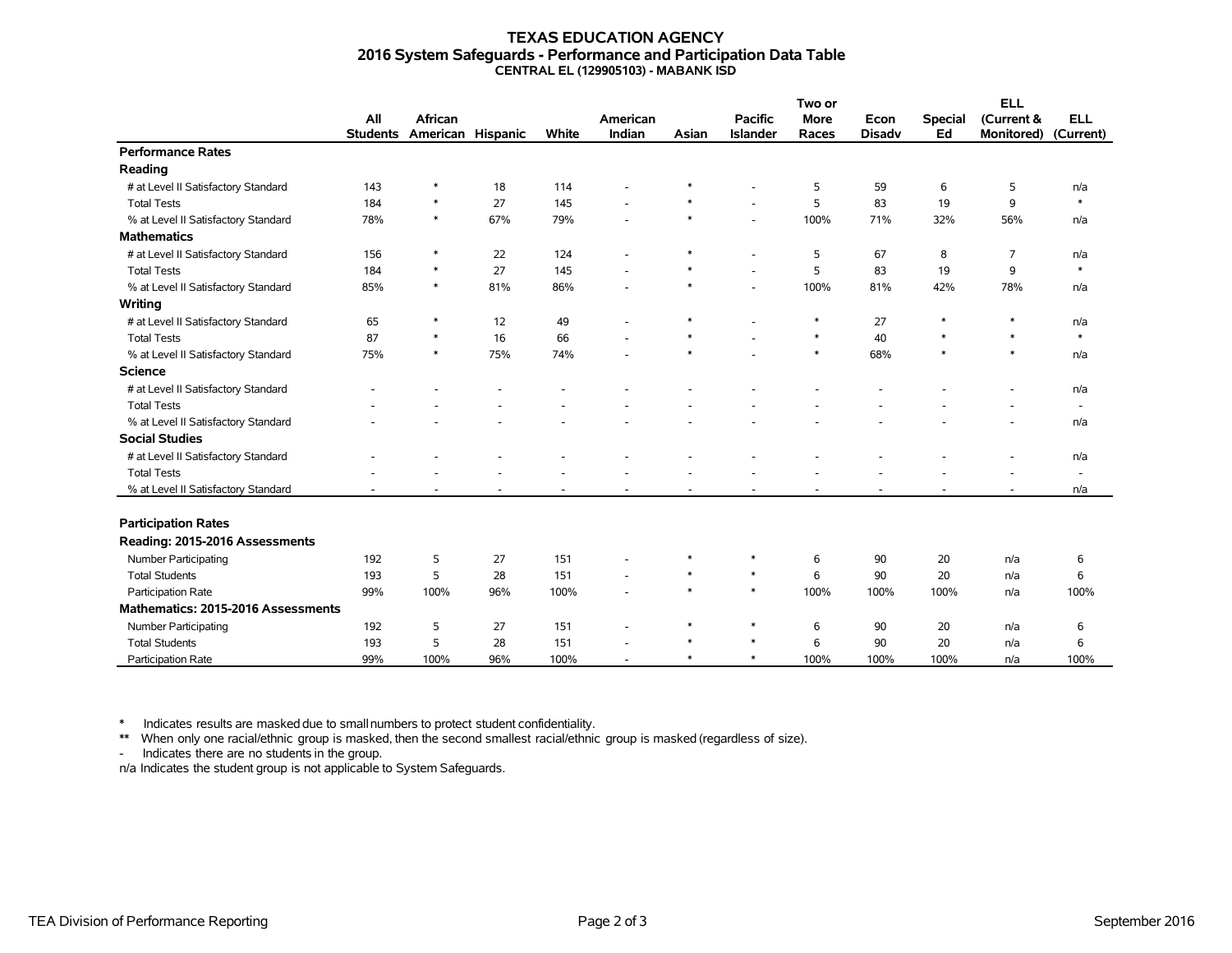# TEXAS EDUCATION AGENCY
## 2016 System Safeguards - Performance and Participation Data Table
### CENTRAL EL (129905103) - MABANK ISD

| | All Students | African American | Hispanic | White | American Indian | Asian | Pacific Islander | Two or More Races | Econ Disadv | Special Ed | ELL (Current & Monitored) | ELL (Current) |
|---|---|---|---|---|---|---|---|---|---|---|---|---|
| **Performance Rates** | | | | | | | | | | | | |
| **Reading** | | | | | | | | | | | | |
| # at Level II Satisfactory Standard | 143 | * | 18 | 114 | - | * | - | 5 | 59 | 6 | 5 | n/a |
| Total Tests | 184 | * | 27 | 145 | - | * | - | 5 | 83 | 19 | 9 | * |
| % at Level II Satisfactory Standard | 78% | * | 67% | 79% | - | * | - | 100% | 71% | 32% | 56% | n/a |
| **Mathematics** | | | | | | | | | | | | |
| # at Level II Satisfactory Standard | 156 | * | 22 | 124 | - | * | - | 5 | 67 | 8 | 7 | n/a |
| Total Tests | 184 | * | 27 | 145 | - | * | - | 5 | 83 | 19 | 9 | * |
| % at Level II Satisfactory Standard | 85% | * | 81% | 86% | - | * | - | 100% | 81% | 42% | 78% | n/a |
| **Writing** | | | | | | | | | | | | |
| # at Level II Satisfactory Standard | 65 | * | 12 | 49 | - | * | - | * | 27 | * | * | n/a |
| Total Tests | 87 | * | 16 | 66 | - | * | - | * | 40 | * | * | * |
| % at Level II Satisfactory Standard | 75% | * | 75% | 74% | - | * | - | * | 68% | * | * | n/a |
| **Science** | | | | | | | | | | | | |
| # at Level II Satisfactory Standard | - | - | - | - | - | - | - | - | - | - | - | n/a |
| Total Tests | - | - | - | - | - | - | - | - | - | - | - | - |
| % at Level II Satisfactory Standard | - | - | - | - | - | - | - | - | - | - | - | n/a |
| **Social Studies** | | | | | | | | | | | | |
| # at Level II Satisfactory Standard | - | - | - | - | - | - | - | - | - | - | - | n/a |
| Total Tests | - | - | - | - | - | - | - | - | - | - | - | - |
| % at Level II Satisfactory Standard | - | - | - | - | - | - | - | - | - | - | - | n/a |
| **Participation Rates** | | | | | | | | | | | | |
| **Reading: 2015-2016 Assessments** | | | | | | | | | | | | |
| Number Participating | 192 | 5 | 27 | 151 | - | * | * | 6 | 90 | 20 | n/a | 6 |
| Total Students | 193 | 5 | 28 | 151 | - | * | * | 6 | 90 | 20 | n/a | 6 |
| Participation Rate | 99% | 100% | 96% | 100% | - | * | * | 100% | 100% | 100% | n/a | 100% |
| **Mathematics: 2015-2016 Assessments** | | | | | | | | | | | | |
| Number Participating | 192 | 5 | 27 | 151 | - | * | * | 6 | 90 | 20 | n/a | 6 |
| Total Students | 193 | 5 | 28 | 151 | - | * | * | 6 | 90 | 20 | n/a | 6 |
| Participation Rate | 99% | 100% | 96% | 100% | - | * | * | 100% | 100% | 100% | n/a | 100% |

\* Indicates results are masked due to small numbers to protect student confidentiality.

** When only one racial/ethnic group is masked, then the second smallest racial/ethnic group is masked (regardless of size).

\- Indicates there are no students in the group.

n/a Indicates the student group is not applicable to System Safeguards.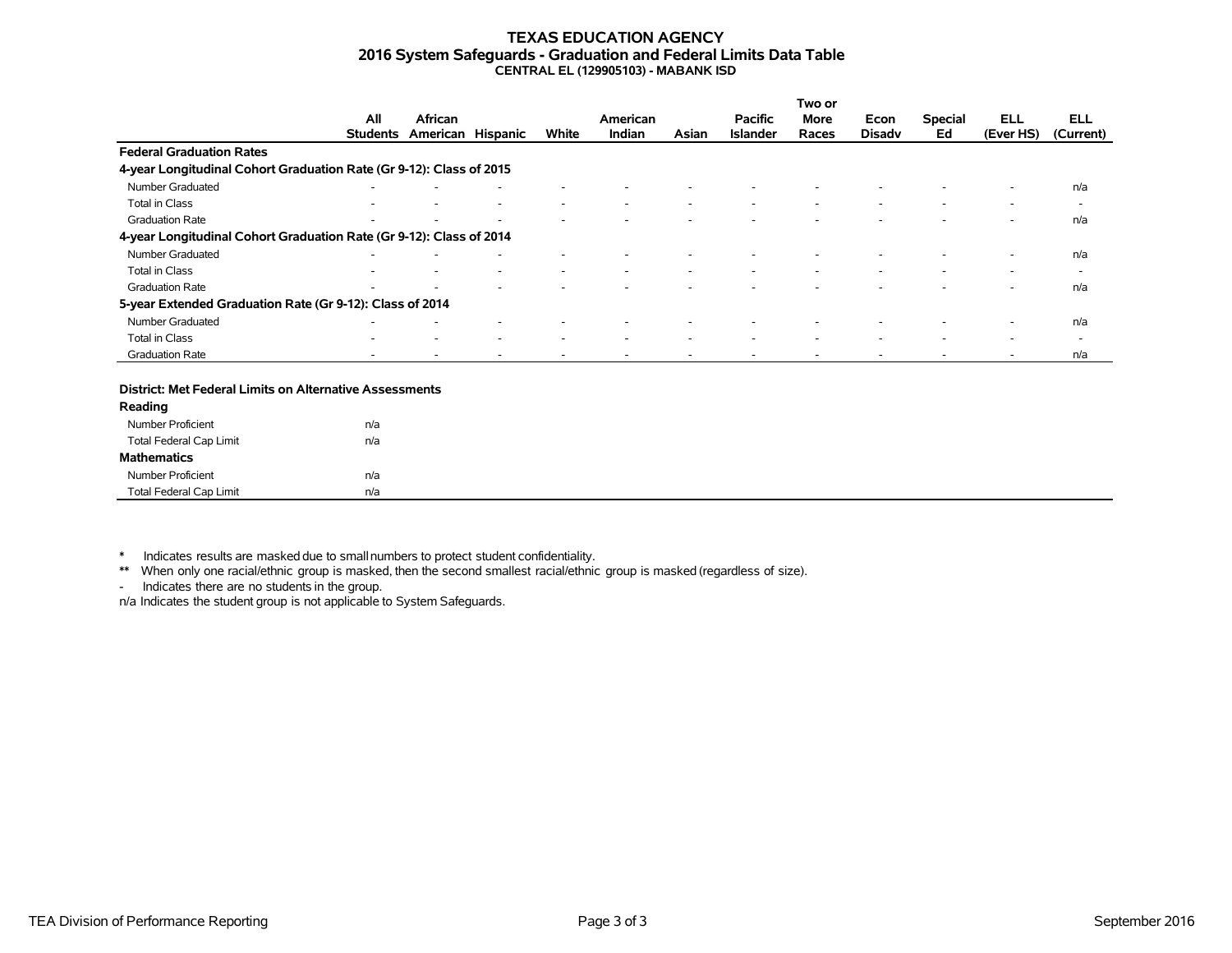# TEXAS EDUCATION AGENCY
## 2016 System Safeguards - Graduation and Federal Limits Data Table
### CENTRAL EL (129905103) - MABANK ISD

| | All Students | African American | Hispanic | White | American Indian | Asian | Pacific Islander | Two or More Races | Econ Disadv | Special Ed | ELL (Ever HS) | ELL (Current) |
|---|---|---|---|---|---|---|---|---|---|---|---|---|
| **Federal Graduation Rates** | | | | | | | | | | | | |
| **4-year Longitudinal Cohort Graduation Rate (Gr 9-12): Class of 2015** | | | | | | | | | | | | |
| Number Graduated | - | - | - | - | - | - | - | - | - | - | - | n/a |
| Total in Class | - | - | - | - | - | - | - | - | - | - | - | - |
| Graduation Rate | - | - | - | - | - | - | - | - | - | - | - | n/a |
| **4-year Longitudinal Cohort Graduation Rate (Gr 9-12): Class of 2014** | | | | | | | | | | | | |
| Number Graduated | - | - | - | - | - | - | - | - | - | - | - | n/a |
| Total in Class | - | - | - | - | - | - | - | - | - | - | - | - |
| Graduation Rate | - | - | - | - | - | - | - | - | - | - | - | n/a |
| **5-year Extended Graduation Rate (Gr 9-12): Class of 2014** | | | | | | | | | | | | |
| Number Graduated | - | - | - | - | - | - | - | - | - | - | - | n/a |
| Total in Class | - | - | - | - | - | - | - | - | - | - | - | - |
| Graduation Rate | - | - | - | - | - | - | - | - | - | - | - | n/a |

| District: Met Federal Limits on Alternative Assessments | |
|---|---|
| **Reading** | |
| Number Proficient | n/a |
| Total Federal Cap Limit | n/a |
| **Mathematics** | |
| Number Proficient | n/a |
| Total Federal Cap Limit | n/a |

\* Indicates results are masked due to small numbers to protect student confidentiality.

** When only one racial/ethnic group is masked, then the second smallest racial/ethnic group is masked (regardless of size).

- Indicates there are no students in the group.

n/a Indicates the student group is not applicable to System Safeguards.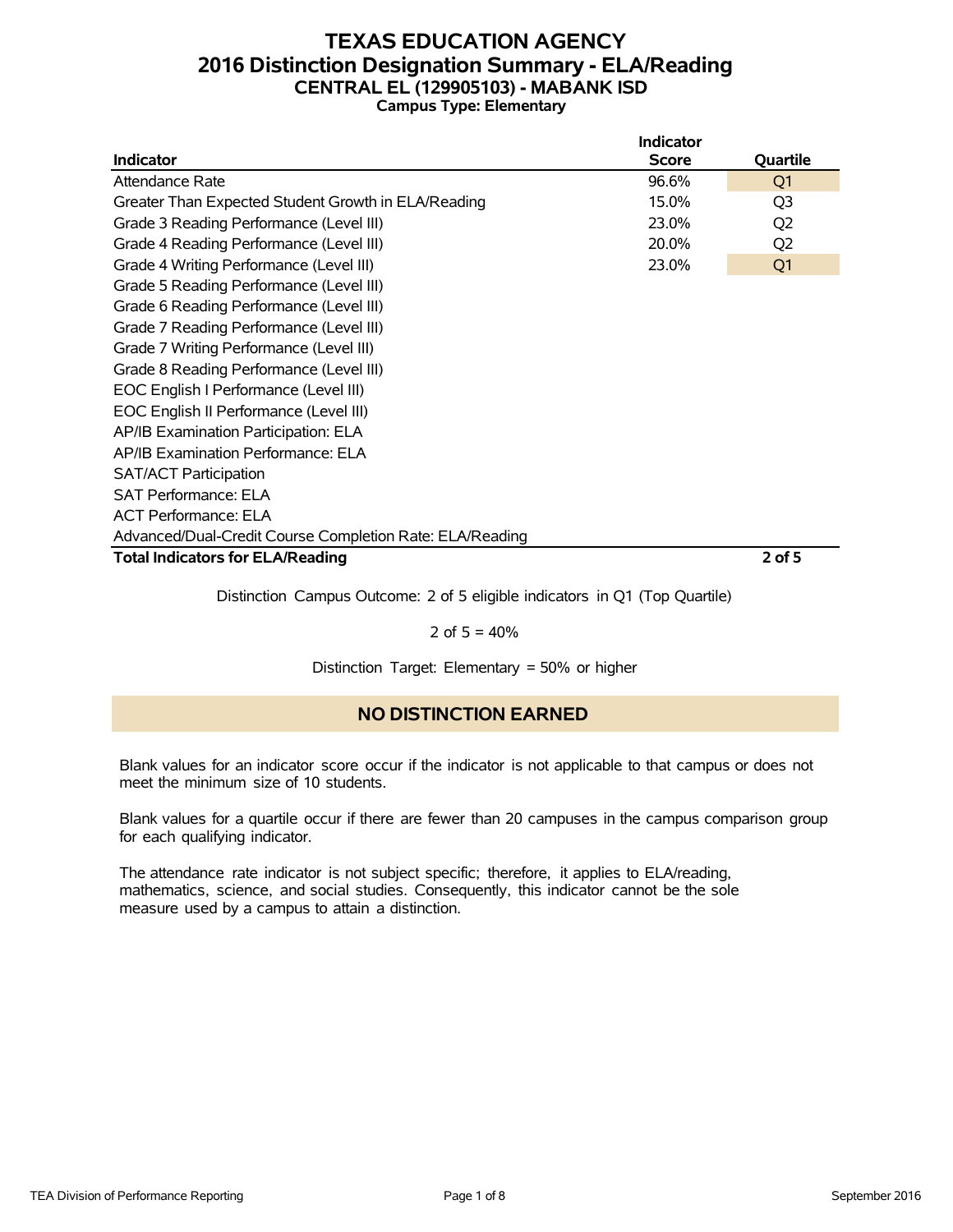# TEXAS EDUCATION AGENCY
## 2016 Distinction Designation Summary - ELA/Reading
### CENTRAL EL (129905103) - MABANK ISD
**Campus Type: Elementary**

| Indicator | Indicator Score | Quartile |
|---|---|---|
| Attendance Rate | 96.6% | Q1 |
| Greater Than Expected Student Growth in ELA/Reading | 15.0% | Q3 |
| Grade 3 Reading Performance (Level III) | 23.0% | Q2 |
| Grade 4 Reading Performance (Level III) | 20.0% | Q2 |
| Grade 4 Writing Performance (Level III) | 23.0% | Q1 |
| Grade 5 Reading Performance (Level III) | | |
| Grade 6 Reading Performance (Level III) | | |
| Grade 7 Reading Performance (Level III) | | |
| Grade 7 Writing Performance (Level III) | | |
| Grade 8 Reading Performance (Level III) | | |
| EOC English I Performance (Level III) | | |
| EOC English II Performance (Level III) | | |
| AP/IB Examination Participation: ELA | | |
| AP/IB Examination Performance: ELA | | |
| SAT/ACT Participation | | |
| SAT Performance: ELA | | |
| ACT Performance: ELA | | |
| Advanced/Dual-Credit Course Completion Rate: ELA/Reading | | |
| **Total Indicators for ELA/Reading** | | **2 of 5** |

Distinction Campus Outcome: 2 of 5 eligible indicators in Q1 (Top Quartile)

2 of 5 = 40%

Distinction Target: Elementary = 50% or higher

**NO DISTINCTION EARNED**

Blank values for an indicator score occur if the indicator is not applicable to that campus or does not meet the minimum size of 10 students.

Blank values for a quartile occur if there are fewer than 20 campuses in the campus comparison group for each qualifying indicator.

The attendance rate indicator is not subject specific; therefore, it applies to ELA/reading, mathematics, science, and social studies. Consequently, this indicator cannot be the sole measure used by a campus to attain a distinction.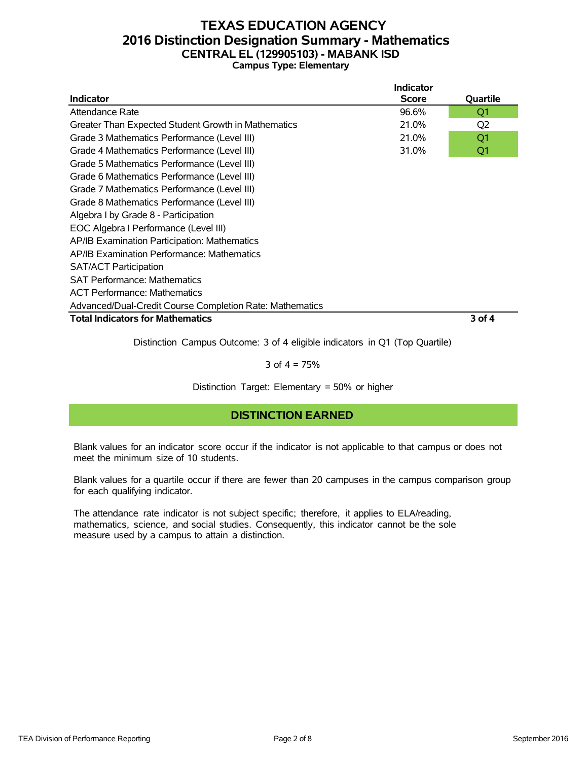# TEXAS EDUCATION AGENCY
## 2016 Distinction Designation Summary - Mathematics
### CENTRAL EL (129905103) - MABANK ISD
**Campus Type: Elementary**

| Indicator | Indicator Score | Quartile |
|---|---|---|
| Attendance Rate | 96.6% | Q1 |
| Greater Than Expected Student Growth in Mathematics | 21.0% | Q2 |
| Grade 3 Mathematics Performance (Level III) | 21.0% | Q1 |
| Grade 4 Mathematics Performance (Level III) | 31.0% | Q1 |
| Grade 5 Mathematics Performance (Level III) | | |
| Grade 6 Mathematics Performance (Level III) | | |
| Grade 7 Mathematics Performance (Level III) | | |
| Grade 8 Mathematics Performance (Level III) | | |
| Algebra I by Grade 8 - Participation | | |
| EOC Algebra I Performance (Level III) | | |
| AP/IB Examination Participation: Mathematics | | |
| AP/IB Examination Performance: Mathematics | | |
| SAT/ACT Participation | | |
| SAT Performance: Mathematics | | |
| ACT Performance: Mathematics | | |
| Advanced/Dual-Credit Course Completion Rate: Mathematics | | |
| **Total Indicators for Mathematics** | | **3 of 4** |

Distinction Campus Outcome: 3 of 4 eligible indicators in Q1 (Top Quartile)

3 of 4 = 75%

Distinction Target: Elementary = 50% or higher

**DISTINCTION EARNED**

Blank values for an indicator score occur if the indicator is not applicable to that campus or does not meet the minimum size of 10 students.

Blank values for a quartile occur if there are fewer than 20 campuses in the campus comparison group for each qualifying indicator.

The attendance rate indicator is not subject specific; therefore, it applies to ELA/reading, mathematics, science, and social studies. Consequently, this indicator cannot be the sole measure used by a campus to attain a distinction.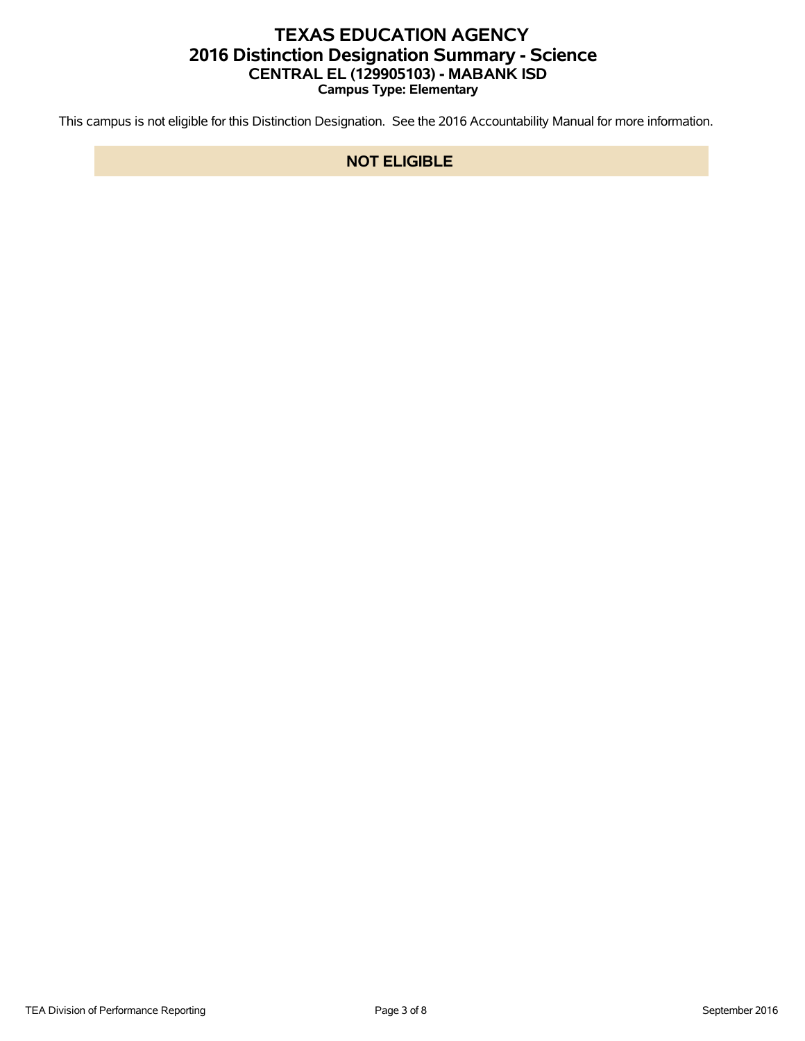# TEXAS EDUCATION AGENCY
## 2016 Distinction Designation Summary - Science
### CENTRAL EL (129905103) - MABANK ISD
**Campus Type: Elementary**

This campus is not eligible for this Distinction Designation. See the 2016 Accountability Manual for more information.

**NOT ELIGIBLE**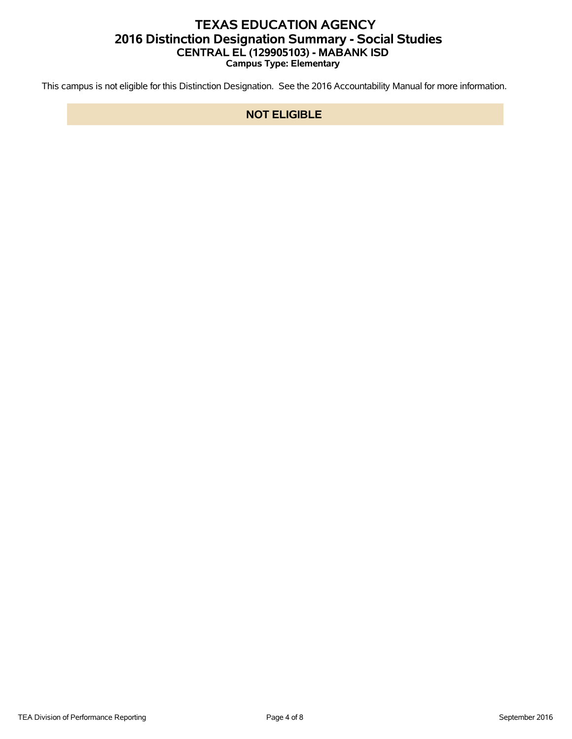# TEXAS EDUCATION AGENCY
## 2016 Distinction Designation Summary - Social Studies
### CENTRAL EL (129905103) - MABANK ISD
**Campus Type: Elementary**

This campus is not eligible for this Distinction Designation. See the 2016 Accountability Manual for more information.

**NOT ELIGIBLE**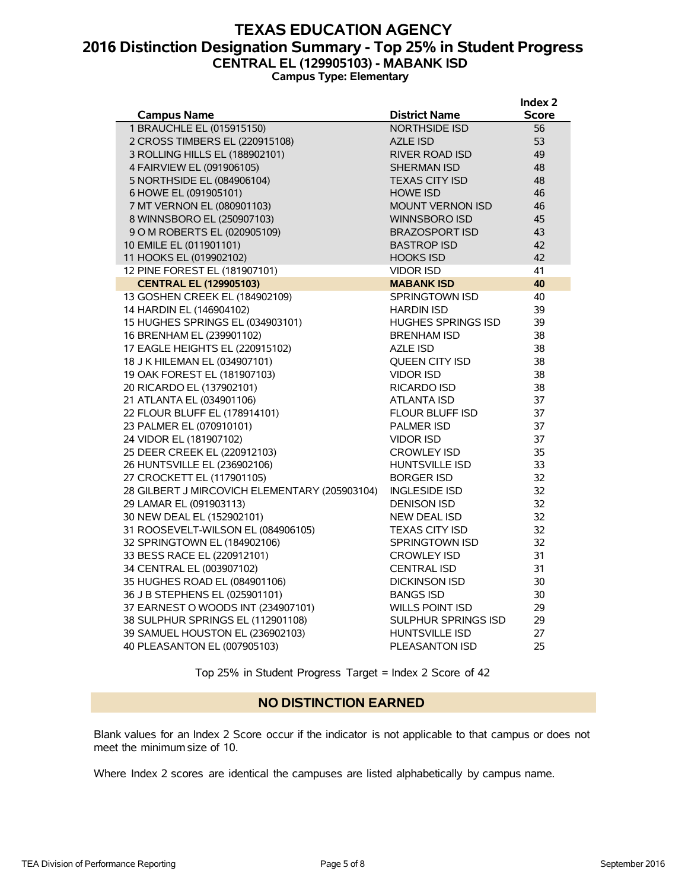# TEXAS EDUCATION AGENCY
## 2016 Distinction Designation Summary - Top 25% in Student Progress
### CENTRAL EL (129905103) - MABANK ISD
**Campus Type: Elementary**

| Campus Name | District Name | Index 2 Score |
|---|---|---|
| 1 BRAUCHLE EL (015915150) | NORTHSIDE ISD | 56 |
| 2 CROSS TIMBERS EL (220915108) | AZLE ISD | 53 |
| 3 ROLLING HILLS EL (188902101) | RIVER ROAD ISD | 49 |
| 4 FAIRVIEW EL (091906105) | SHERMAN ISD | 48 |
| 5 NORTHSIDE EL (084906104) | TEXAS CITY ISD | 48 |
| 6 HOWE EL (091905101) | HOWE ISD | 46 |
| 7 MT VERNON EL (080901103) | MOUNT VERNON ISD | 46 |
| 8 WINNSBORO EL (250907103) | WINNSBORO ISD | 45 |
| 9 O M ROBERTS EL (020905109) | BRAZOSPORT ISD | 43 |
| 10 EMILE EL (011901101) | BASTROP ISD | 42 |
| 11 HOOKS EL (019902102) | HOOKS ISD | 42 |
| 12 PINE FOREST EL (181907101) | VIDOR ISD | 41 |
| **CENTRAL EL (129905103)** | **MABANK ISD** | **40** |
| 13 GOSHEN CREEK EL (184902109) | SPRINGTOWN ISD | 40 |
| 14 HARDIN EL (146904102) | HARDIN ISD | 39 |
| 15 HUGHES SPRINGS EL (034903101) | HUGHES SPRINGS ISD | 39 |
| 16 BRENHAM EL (239901102) | BRENHAM ISD | 38 |
| 17 EAGLE HEIGHTS EL (220915102) | AZLE ISD | 38 |
| 18 J K HILEMAN EL (034907101) | QUEEN CITY ISD | 38 |
| 19 OAK FOREST EL (181907103) | VIDOR ISD | 38 |
| 20 RICARDO EL (137902101) | RICARDO ISD | 38 |
| 21 ATLANTA EL (034901106) | ATLANTA ISD | 37 |
| 22 FLOUR BLUFF EL (178914101) | FLOUR BLUFF ISD | 37 |
| 23 PALMER EL (070910101) | PALMER ISD | 37 |
| 24 VIDOR EL (181907102) | VIDOR ISD | 37 |
| 25 DEER CREEK EL (220912103) | CROWLEY ISD | 35 |
| 26 HUNTSVILLE EL (236902106) | HUNTSVILLE ISD | 33 |
| 27 CROCKETT EL (117901105) | BORGER ISD | 32 |
| 28 GILBERT J MIRCOVICH ELEMENTARY (205903104) | INGLESIDE ISD | 32 |
| 29 LAMAR EL (091903113) | DENISON ISD | 32 |
| 30 NEW DEAL EL (152902101) | NEW DEAL ISD | 32 |
| 31 ROOSEVELT-WILSON EL (084906105) | TEXAS CITY ISD | 32 |
| 32 SPRINGTOWN EL (184902106) | SPRINGTOWN ISD | 32 |
| 33 BESS RACE EL (220912101) | CROWLEY ISD | 31 |
| 34 CENTRAL EL (003907102) | CENTRAL ISD | 31 |
| 35 HUGHES ROAD EL (084901106) | DICKINSON ISD | 30 |
| 36 J B STEPHENS EL (025901101) | BANGS ISD | 30 |
| 37 EARNEST O WOODS INT (234907101) | WILLS POINT ISD | 29 |
| 38 SULPHUR SPRINGS EL (112901108) | SULPHUR SPRINGS ISD | 29 |
| 39 SAMUEL HOUSTON EL (236902103) | HUNTSVILLE ISD | 27 |
| 40 PLEASANTON EL (007905103) | PLEASANTON ISD | 25 |

Top 25% in Student Progress Target = Index 2 Score of 42

**NO DISTINCTION EARNED**

Blank values for an Index 2 Score occur if the indicator is not applicable to that campus or does not meet the minimum size of 10.

Where Index 2 scores are identical the campuses are listed alphabetically by campus name.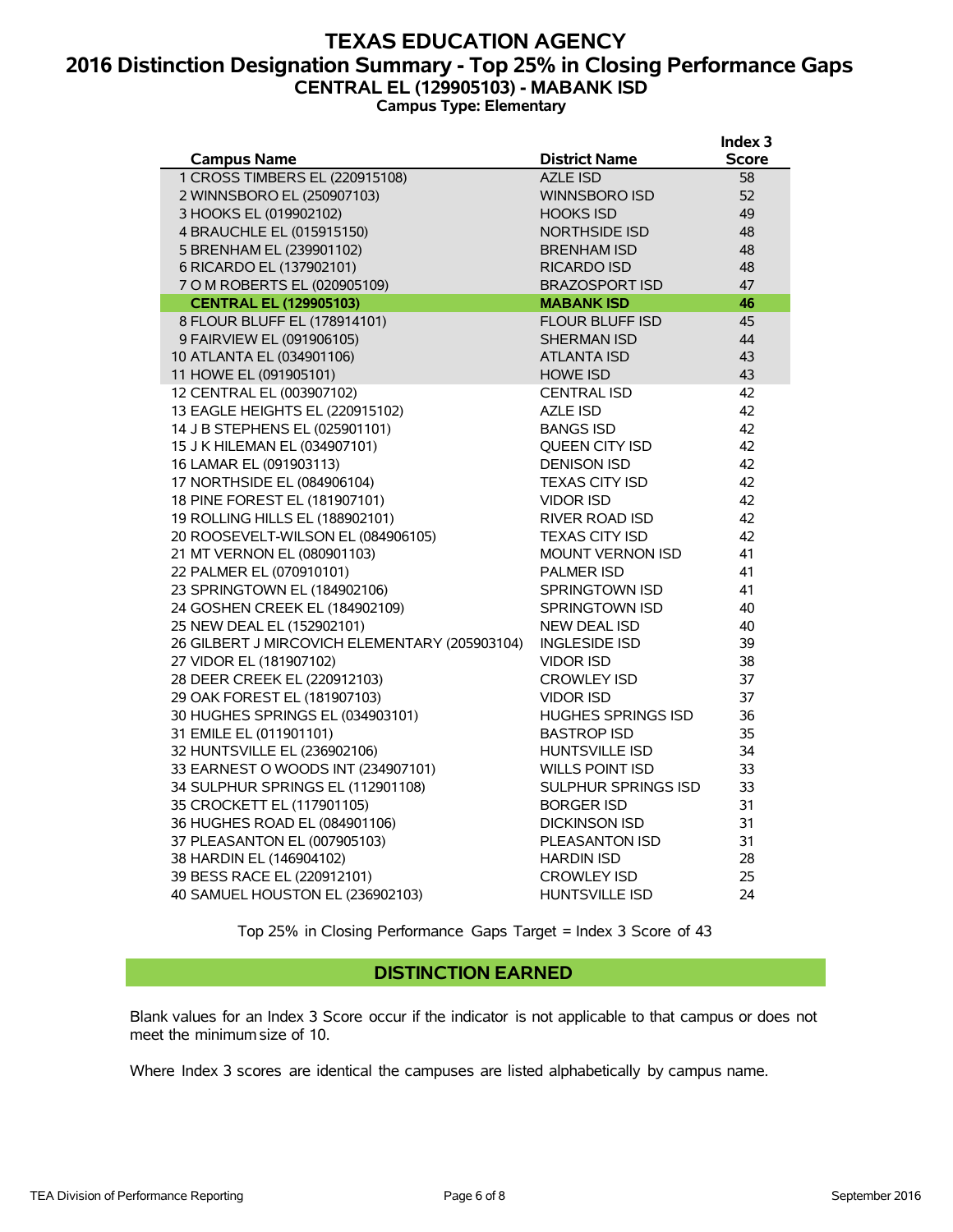# TEXAS EDUCATION AGENCY
## 2016 Distinction Designation Summary - Top 25% in Closing Performance Gaps
### CENTRAL EL (129905103) - MABANK ISD
**Campus Type: Elementary**

| Campus Name | District Name | Index 3 Score |
|---|---|---|
| 1 CROSS TIMBERS EL (220915108) | AZLE ISD | 58 |
| 2 WINNSBORO EL (250907103) | WINNSBORO ISD | 52 |
| 3 HOOKS EL (019902102) | HOOKS ISD | 49 |
| 4 BRAUCHLE EL (015915150) | NORTHSIDE ISD | 48 |
| 5 BRENHAM EL (239901102) | BRENHAM ISD | 48 |
| 6 RICARDO EL (137902101) | RICARDO ISD | 48 |
| 7 O M ROBERTS EL (020905109) | BRAZOSPORT ISD | 47 |
| **CENTRAL EL (129905103)** | **MABANK ISD** | **46** |
| 8 FLOUR BLUFF EL (178914101) | FLOUR BLUFF ISD | 45 |
| 9 FAIRVIEW EL (091906105) | SHERMAN ISD | 44 |
| 10 ATLANTA EL (034901106) | ATLANTA ISD | 43 |
| 11 HOWE EL (091905101) | HOWE ISD | 43 |
| 12 CENTRAL EL (003907102) | CENTRAL ISD | 42 |
| 13 EAGLE HEIGHTS EL (220915102) | AZLE ISD | 42 |
| 14 J B STEPHENS EL (025901101) | BANGS ISD | 42 |
| 15 J K HILEMAN EL (034907101) | QUEEN CITY ISD | 42 |
| 16 LAMAR EL (091903113) | DENISON ISD | 42 |
| 17 NORTHSIDE EL (084906104) | TEXAS CITY ISD | 42 |
| 18 PINE FOREST EL (181907101) | VIDOR ISD | 42 |
| 19 ROLLING HILLS EL (188902101) | RIVER ROAD ISD | 42 |
| 20 ROOSEVELT-WILSON EL (084906105) | TEXAS CITY ISD | 42 |
| 21 MT VERNON EL (080901103) | MOUNT VERNON ISD | 41 |
| 22 PALMER EL (070910101) | PALMER ISD | 41 |
| 23 SPRINGTOWN EL (184902106) | SPRINGTOWN ISD | 41 |
| 24 GOSHEN CREEK EL (184902109) | SPRINGTOWN ISD | 40 |
| 25 NEW DEAL EL (152902101) | NEW DEAL ISD | 40 |
| 26 GILBERT J MIRCOVICH ELEMENTARY (205903104) | INGLESIDE ISD | 39 |
| 27 VIDOR EL (181907102) | VIDOR ISD | 38 |
| 28 DEER CREEK EL (220912103) | CROWLEY ISD | 37 |
| 29 OAK FOREST EL (181907103) | VIDOR ISD | 37 |
| 30 HUGHES SPRINGS EL (034903101) | HUGHES SPRINGS ISD | 36 |
| 31 EMILE EL (011901101) | BASTROP ISD | 35 |
| 32 HUNTSVILLE EL (236902106) | HUNTSVILLE ISD | 34 |
| 33 EARNEST O WOODS INT (234907101) | WILLS POINT ISD | 33 |
| 34 SULPHUR SPRINGS EL (112901108) | SULPHUR SPRINGS ISD | 33 |
| 35 CROCKETT EL (117901105) | BORGER ISD | 31 |
| 36 HUGHES ROAD EL (084901106) | DICKINSON ISD | 31 |
| 37 PLEASANTON EL (007905103) | PLEASANTON ISD | 31 |
| 38 HARDIN EL (146904102) | HARDIN ISD | 28 |
| 39 BESS RACE EL (220912101) | CROWLEY ISD | 25 |
| 40 SAMUEL HOUSTON EL (236902103) | HUNTSVILLE ISD | 24 |

Top 25% in Closing Performance Gaps Target = Index 3 Score of 43

**DISTINCTION EARNED**

Blank values for an Index 3 Score occur if the indicator is not applicable to that campus or does not meet the minimum size of 10.

Where Index 3 scores are identical the campuses are listed alphabetically by campus name.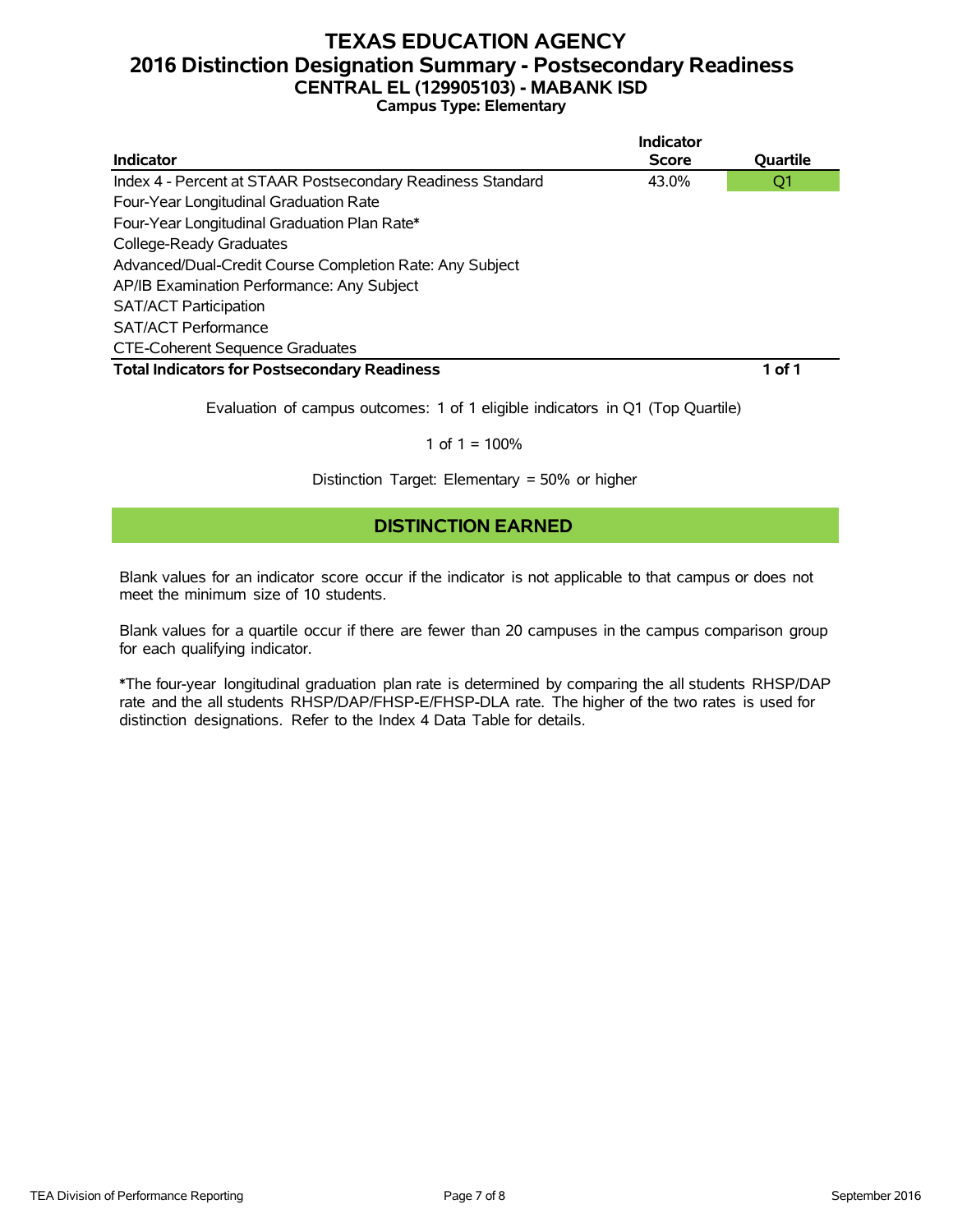# TEXAS EDUCATION AGENCY
## 2016 Distinction Designation Summary - Postsecondary Readiness
### CENTRAL EL (129905103) - MABANK ISD
**Campus Type: Elementary**

| Indicator | Indicator Score | Quartile |
|---|---|---|
| Index 4 - Percent at STAAR Postsecondary Readiness Standard | 43.0% | Q1 |
| Four-Year Longitudinal Graduation Rate | | |
| Four-Year Longitudinal Graduation Plan Rate* | | |
| College-Ready Graduates | | |
| Advanced/Dual-Credit Course Completion Rate: Any Subject | | |
| AP/IB Examination Performance: Any Subject | | |
| SAT/ACT Participation | | |
| SAT/ACT Performance | | |
| CTE-Coherent Sequence Graduates | | |
| **Total Indicators for Postsecondary Readiness** | | **1 of 1** |

Evaluation of campus outcomes: 1 of 1 eligible indicators in Q1 (Top Quartile)

1 of 1 = 100%

Distinction Target: Elementary = 50% or higher

**DISTINCTION EARNED**

Blank values for an indicator score occur if the indicator is not applicable to that campus or does not meet the minimum size of 10 students.

Blank values for a quartile occur if there are fewer than 20 campuses in the campus comparison group for each qualifying indicator.

*The four-year longitudinal graduation plan rate is determined by comparing the all students RHSP/DAP rate and the all students RHSP/DAP/FHSP-E/FHSP-DLA rate. The higher of the two rates is used for distinction designations. Refer to the Index 4 Data Table for details.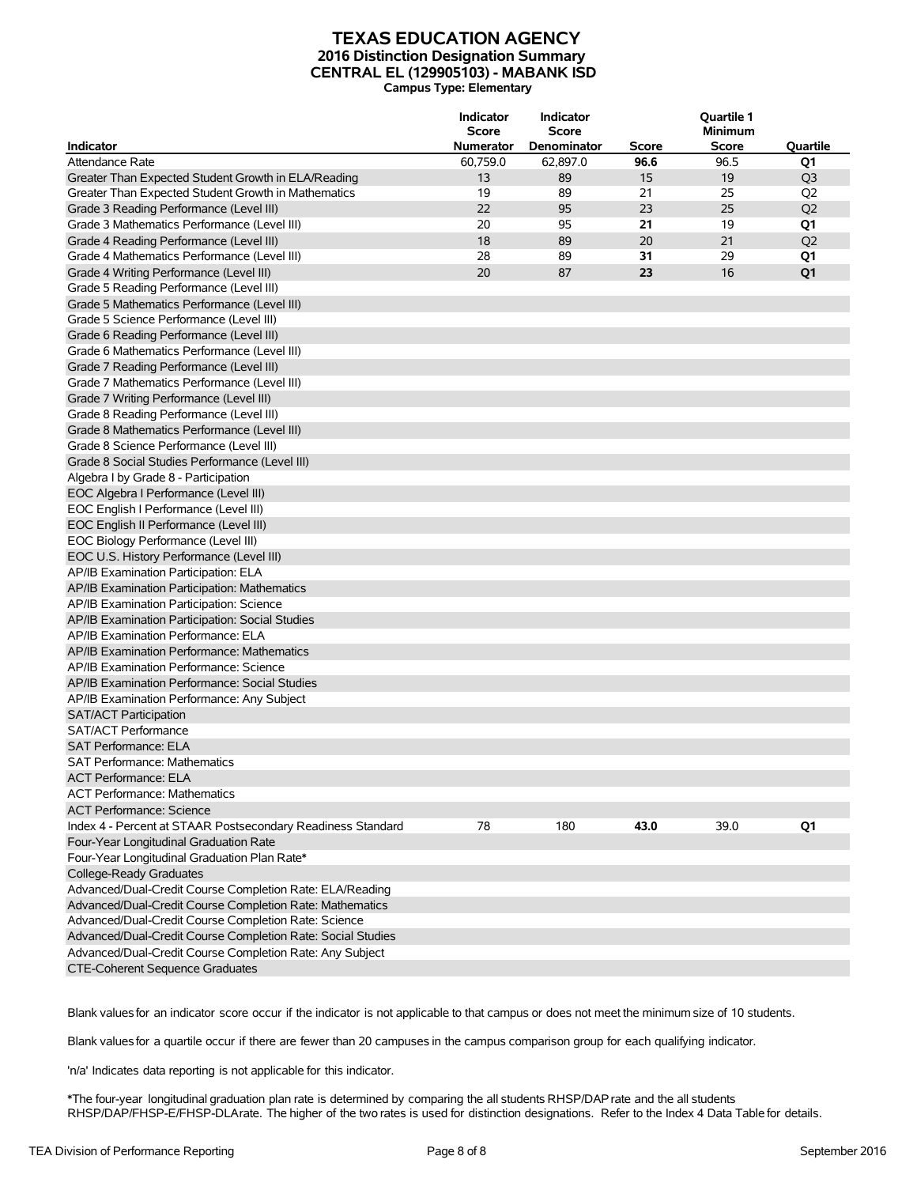# TEXAS EDUCATION AGENCY
## 2016 Distinction Designation Summary
## CENTRAL EL (129905103) - MABANK ISD
**Campus Type: Elementary**

| Indicator | Indicator Score Numerator | Indicator Score Denominator | Score | Quartile 1 Minimum Score | Quartile |
|---|---|---|---|---|---|
| Attendance Rate | 60,759.0 | 62,897.0 | **96.6** | 96.5 | **Q1** |
| Greater Than Expected Student Growth in ELA/Reading | 13 | 89 | 15 | 19 | Q3 |
| Greater Than Expected Student Growth in Mathematics | 19 | 89 | 21 | 25 | Q2 |
| Grade 3 Reading Performance (Level III) | 22 | 95 | 23 | 25 | Q2 |
| Grade 3 Mathematics Performance (Level III) | 20 | 95 | **21** | 19 | **Q1** |
| Grade 4 Reading Performance (Level III) | 18 | 89 | 20 | 21 | Q2 |
| Grade 4 Mathematics Performance (Level III) | 28 | 89 | **31** | 29 | **Q1** |
| Grade 4 Writing Performance (Level III) | 20 | 87 | **23** | 16 | **Q1** |
| Grade 5 Reading Performance (Level III) | | | | | |
| Grade 5 Mathematics Performance (Level III) | | | | | |
| Grade 5 Science Performance (Level III) | | | | | |
| Grade 6 Reading Performance (Level III) | | | | | |
| Grade 6 Mathematics Performance (Level III) | | | | | |
| Grade 7 Reading Performance (Level III) | | | | | |
| Grade 7 Mathematics Performance (Level III) | | | | | |
| Grade 7 Writing Performance (Level III) | | | | | |
| Grade 8 Reading Performance (Level III) | | | | | |
| Grade 8 Mathematics Performance (Level III) | | | | | |
| Grade 8 Science Performance (Level III) | | | | | |
| Grade 8 Social Studies Performance (Level III) | | | | | |
| Algebra I by Grade 8 - Participation | | | | | |
| EOC Algebra I Performance (Level III) | | | | | |
| EOC English I Performance (Level III) | | | | | |
| EOC English II Performance (Level III) | | | | | |
| EOC Biology Performance (Level III) | | | | | |
| EOC U.S. History Performance (Level III) | | | | | |
| AP/IB Examination Participation: ELA | | | | | |
| AP/IB Examination Participation: Mathematics | | | | | |
| AP/IB Examination Participation: Science | | | | | |
| AP/IB Examination Participation: Social Studies | | | | | |
| AP/IB Examination Performance: ELA | | | | | |
| AP/IB Examination Performance: Mathematics | | | | | |
| AP/IB Examination Performance: Science | | | | | |
| AP/IB Examination Performance: Social Studies | | | | | |
| AP/IB Examination Performance: Any Subject | | | | | |
| SAT/ACT Participation | | | | | |
| SAT/ACT Performance | | | | | |
| SAT Performance: ELA | | | | | |
| SAT Performance: Mathematics | | | | | |
| ACT Performance: ELA | | | | | |
| ACT Performance: Mathematics | | | | | |
| ACT Performance: Science | | | | | |
| Index 4 - Percent at STAAR Postsecondary Readiness Standard | 78 | 180 | **43.0** | 39.0 | **Q1** |
| Four-Year Longitudinal Graduation Rate | | | | | |
| Four-Year Longitudinal Graduation Plan Rate* | | | | | |
| College-Ready Graduates | | | | | |
| Advanced/Dual-Credit Course Completion Rate: ELA/Reading | | | | | |
| Advanced/Dual-Credit Course Completion Rate: Mathematics | | | | | |
| Advanced/Dual-Credit Course Completion Rate: Science | | | | | |
| Advanced/Dual-Credit Course Completion Rate: Social Studies | | | | | |
| Advanced/Dual-Credit Course Completion Rate: Any Subject | | | | | |
| CTE-Coherent Sequence Graduates | | | | | |

Blank values for an indicator score occur if the indicator is not applicable to that campus or does not meet the minimum size of 10 students.

Blank values for a quartile occur if there are fewer than 20 campuses in the campus comparison group for each qualifying indicator.

'n/a' Indicates data reporting is not applicable for this indicator.

*The four-year longitudinal graduation plan rate is determined by comparing the all students RHSP/DAP rate and the all students RHSP/DAP/FHSP-E/FHSP-DLA rate. The higher of the two rates is used for distinction designations. Refer to the Index 4 Data Table for details.